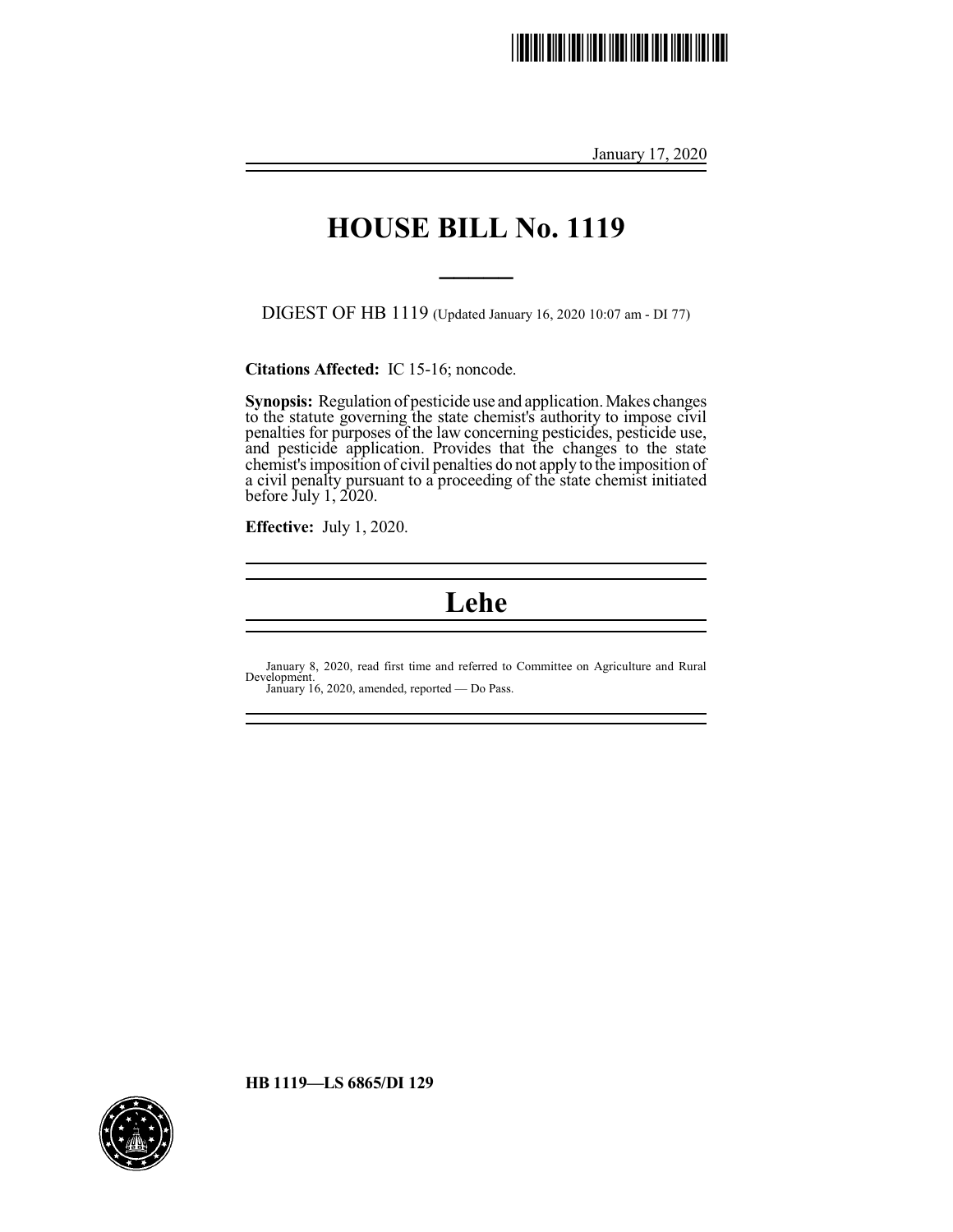January 17, 2020

# HOUSE BILL No. 1119

DIGEST OF HB 1119 (Updated January 16, 2020 10:07 am - DI 77)

**Citations Affected:** IC 15-16; noncode.

**Synopsis:** Regulation of pesticide use and application. Makes changes to the statute governing the state chemist's authority to impose civil penalties for purposes of the law concerning pesticides, pesticide use, and pesticide application. Provides that the changes to the state chemist's imposition of civil penalties do not apply to the imposition of a civil penalty pursuant to a proceeding of the state chemist initiated before July 1, 2020.

**Effective:** July 1, 2020.

# Lehe

January 8, 2020, read first time and referred to Committee on Agriculture and Rural Development.
January 16, 2020, amended, reported — Do Pass.

**HB 1119—LS 6865/DI 129**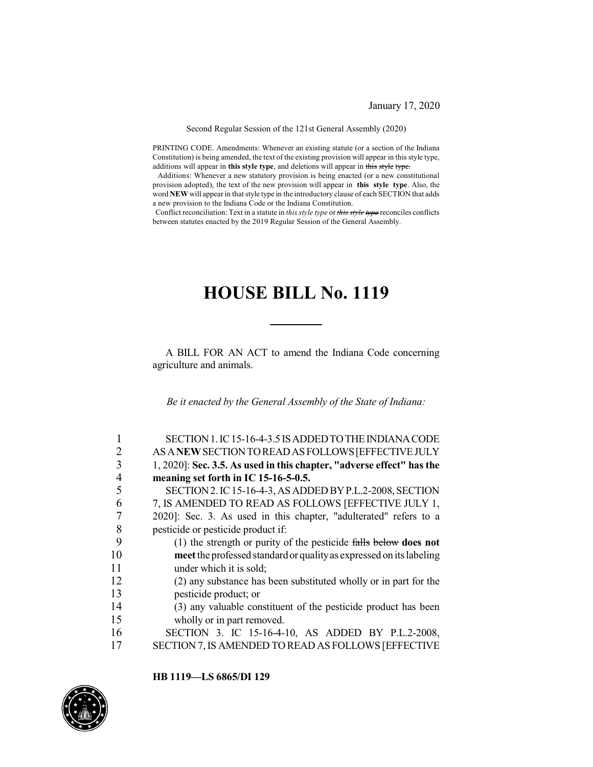January 17, 2020

Second Regular Session of the 121st General Assembly (2020)

PRINTING CODE. Amendments: Whenever an existing statute (or a section of the Indiana Constitution) is being amended, the text of the existing provision will appear in this style type, additions will appear in **this style type**, and deletions will appear in ~~this style type.~~

Additions: Whenever a new statutory provision is being enacted (or a new constitutional provision adopted), the text of the new provision will appear in **this style type**. Also, the word **NEW** will appear in that style type in the introductory clause of each SECTION that adds a new provision to the Indiana Code or the Indiana Constitution.

Conflict reconciliation: Text in a statute in *this style type* or ~~*this style type*~~ reconciles conflicts between statutes enacted by the 2019 Regular Session of the General Assembly.

# HOUSE BILL No. 1119

A BILL FOR AN ACT to amend the Indiana Code concerning agriculture and animals.

*Be it enacted by the General Assembly of the State of Indiana:*

1 SECTION 1. IC 15-16-4-3.5 IS ADDED TO THE INDIANA CODE
2 AS A **NEW** SECTION TO READ AS FOLLOWS [EFFECTIVE JULY
3 1, 2020]: **Sec. 3.5. As used in this chapter, "adverse effect" has the**
4 **meaning set forth in IC 15-16-5-0.5.**
5 SECTION 2. IC 15-16-4-3, AS ADDED BY P.L.2-2008, SECTION
6 7, IS AMENDED TO READ AS FOLLOWS [EFFECTIVE JULY 1,
7 2020]: Sec. 3. As used in this chapter, "adulterated" refers to a
8 pesticide or pesticide product if:
9 (1) the strength or purity of the pesticide ~~falls below~~ **does not**
10 **meet** the professed standard or quality as expressed on its labeling
11 under which it is sold;
12 (2) any substance has been substituted wholly or in part for the
13 pesticide product; or
14 (3) any valuable constituent of the pesticide product has been
15 wholly or in part removed.
16 SECTION 3. IC 15-16-4-10, AS ADDED BY P.L.2-2008,
17 SECTION 7, IS AMENDED TO READ AS FOLLOWS [EFFECTIVE

HB 1119—LS 6865/DI 129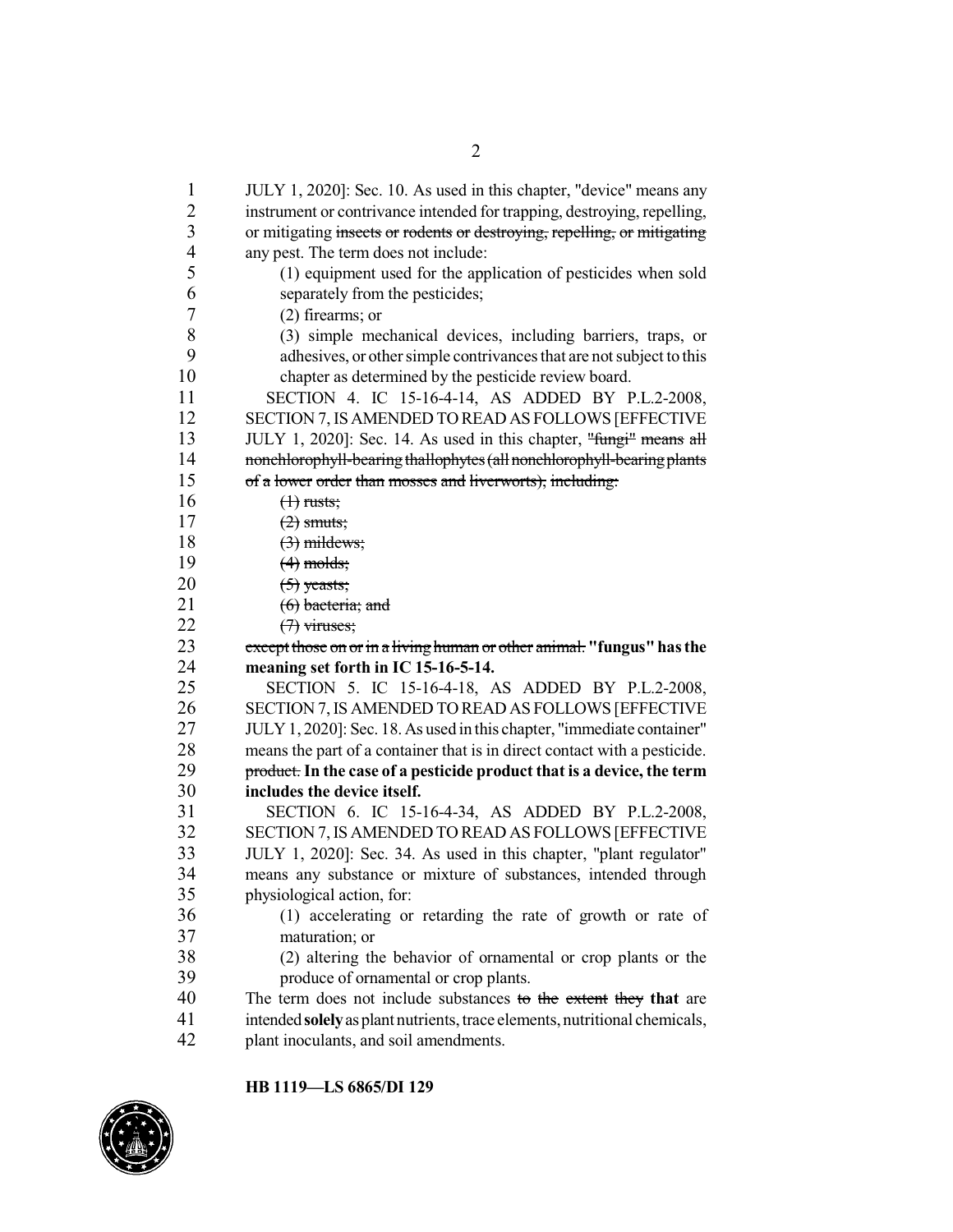JULY 1, 2020]: Sec. 10. As used in this chapter, "device" means any instrument or contrivance intended for trapping, destroying, repelling, or mitigating ~~insects or rodents or destroying, repelling, or mitigating~~ any pest. The term does not include:

(1) equipment used for the application of pesticides when sold separately from the pesticides;

(2) firearms; or

(3) simple mechanical devices, including barriers, traps, or adhesives, or other simple contrivances that are not subject to this chapter as determined by the pesticide review board.

SECTION 4. IC 15-16-4-14, AS ADDED BY P.L.2-2008, SECTION 7, IS AMENDED TO READ AS FOLLOWS [EFFECTIVE JULY 1, 2020]: Sec. 14. As used in this chapter, ~~"fungi" means all nonchlorophyll-bearing thallophytes (all nonchlorophyll-bearing plants of a lower order than mosses and liverworts), including:~~

~~(1) rusts;~~

~~(2) smuts;~~

~~(3) mildews;~~

~~(4) molds;~~

~~(5) yeasts;~~

~~(6) bacteria; and~~

~~(7) viruses;~~

~~except those on or in a living human or other animal.~~ **"fungus" has the meaning set forth in IC 15-16-5-14.**

SECTION 5. IC 15-16-4-18, AS ADDED BY P.L.2-2008, SECTION 7, IS AMENDED TO READ AS FOLLOWS [EFFECTIVE JULY 1, 2020]: Sec. 18. As used in this chapter, "immediate container" means the part of a container that is in direct contact with a pesticide. ~~product.~~ **In the case of a pesticide product that is a device, the term includes the device itself.**

SECTION 6. IC 15-16-4-34, AS ADDED BY P.L.2-2008, SECTION 7, IS AMENDED TO READ AS FOLLOWS [EFFECTIVE JULY 1, 2020]: Sec. 34. As used in this chapter, "plant regulator" means any substance or mixture of substances, intended through physiological action, for:

(1) accelerating or retarding the rate of growth or rate of maturation; or

(2) altering the behavior of ornamental or crop plants or the produce of ornamental or crop plants.

The term does not include substances ~~to the extent they~~ **that** are intended **solely** as plant nutrients, trace elements, nutritional chemicals, plant inoculants, and soil amendments.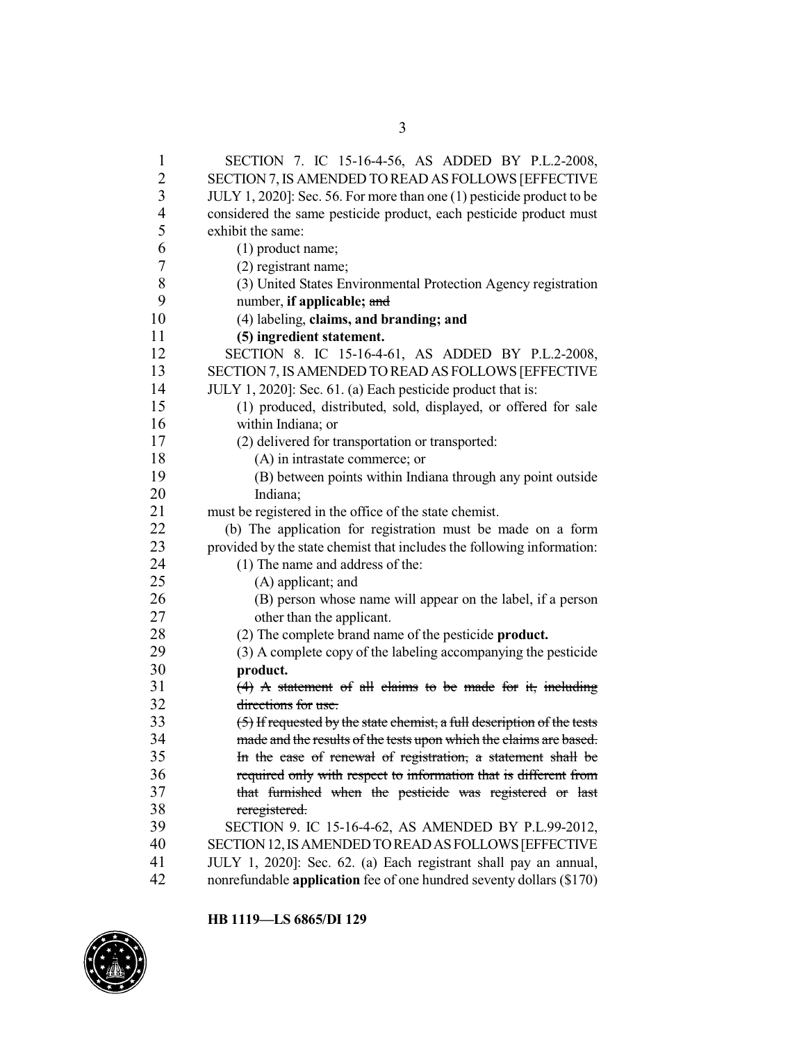SECTION 7. IC 15-16-4-56, AS ADDED BY P.L.2-2008, SECTION 7, IS AMENDED TO READ AS FOLLOWS [EFFECTIVE JULY 1, 2020]: Sec. 56. For more than one (1) pesticide product to be considered the same pesticide product, each pesticide product must exhibit the same:

(1) product name;

(2) registrant name;

(3) United States Environmental Protection Agency registration number, **if applicable;** ~~and~~

(4) labeling, **claims, and branding; and**

**(5) ingredient statement.**

SECTION 8. IC 15-16-4-61, AS ADDED BY P.L.2-2008, SECTION 7, IS AMENDED TO READ AS FOLLOWS [EFFECTIVE JULY 1, 2020]: Sec. 61. (a) Each pesticide product that is:

(1) produced, distributed, sold, displayed, or offered for sale within Indiana; or

(2) delivered for transportation or transported:

(A) in intrastate commerce; or

(B) between points within Indiana through any point outside Indiana;

must be registered in the office of the state chemist.

(b) The application for registration must be made on a form provided by the state chemist that includes the following information:

(1) The name and address of the:

(A) applicant; and

(B) person whose name will appear on the label, if a person other than the applicant.

(2) The complete brand name of the pesticide **product.**

(3) A complete copy of the labeling accompanying the pesticide **product.**

~~(4) A statement of all claims to be made for it, including directions for use.~~

~~(5) If requested by the state chemist, a full description of the tests made and the results of the tests upon which the claims are based. In the case of renewal of registration, a statement shall be required only with respect to information that is different from that furnished when the pesticide was registered or last reregistered.~~

SECTION 9. IC 15-16-4-62, AS AMENDED BY P.L.99-2012, SECTION 12, IS AMENDED TO READ AS FOLLOWS [EFFECTIVE JULY 1, 2020]: Sec. 62. (a) Each registrant shall pay an annual, nonrefundable **application** fee of one hundred seventy dollars ($170)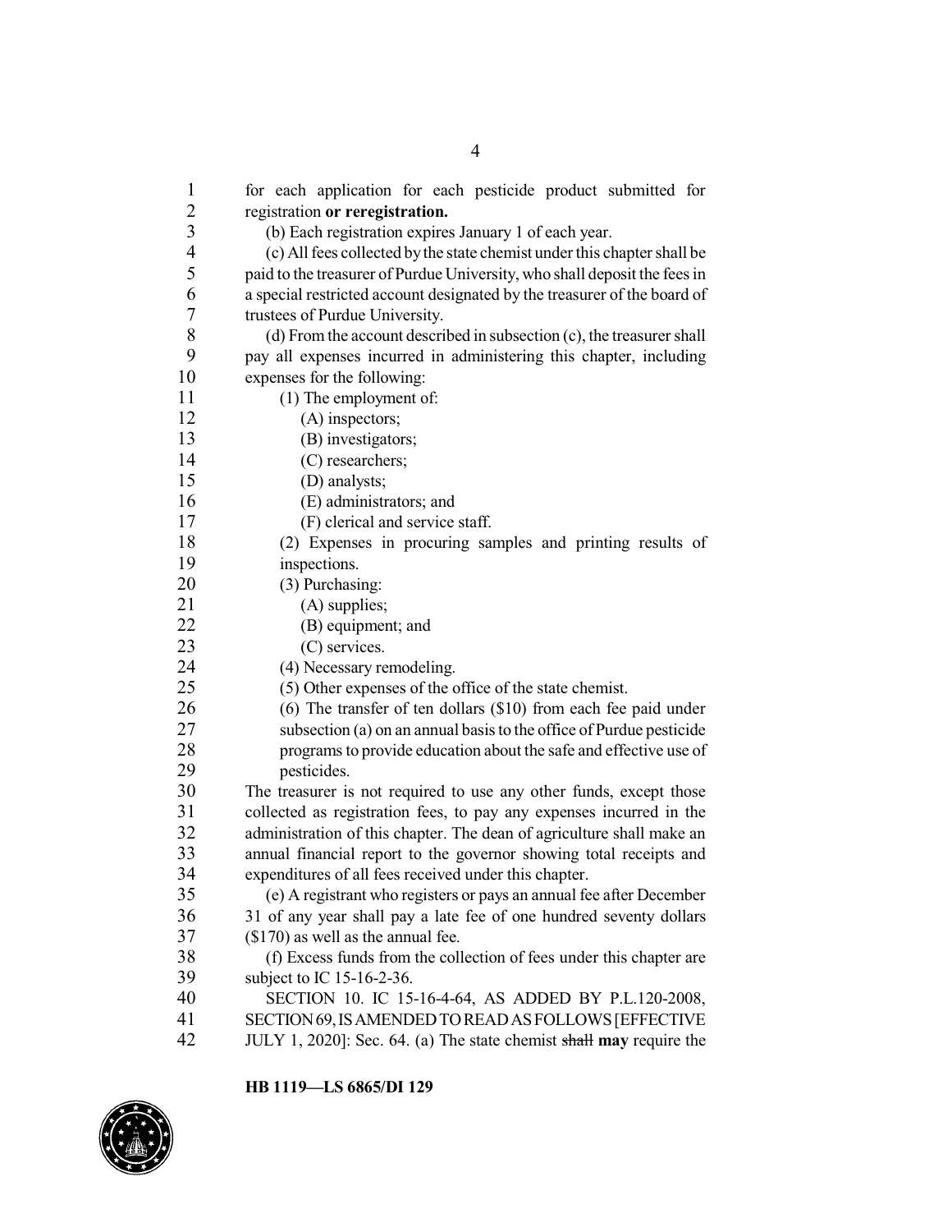for each application for each pesticide product submitted for registration **or reregistration.**

(b) Each registration expires January 1 of each year.

(c) All fees collected by the state chemist under this chapter shall be paid to the treasurer of Purdue University, who shall deposit the fees in a special restricted account designated by the treasurer of the board of trustees of Purdue University.

(d) From the account described in subsection (c), the treasurer shall pay all expenses incurred in administering this chapter, including expenses for the following:

(1) The employment of:

(A) inspectors;

(B) investigators;

(C) researchers;

(D) analysts;

(E) administrators; and

(F) clerical and service staff.

(2) Expenses in procuring samples and printing results of inspections.

(3) Purchasing:

(A) supplies;

(B) equipment; and

(C) services.

(4) Necessary remodeling.

(5) Other expenses of the office of the state chemist.

(6) The transfer of ten dollars ($10) from each fee paid under subsection (a) on an annual basis to the office of Purdue pesticide programs to provide education about the safe and effective use of pesticides.

The treasurer is not required to use any other funds, except those collected as registration fees, to pay any expenses incurred in the administration of this chapter. The dean of agriculture shall make an annual financial report to the governor showing total receipts and expenditures of all fees received under this chapter.

(e) A registrant who registers or pays an annual fee after December 31 of any year shall pay a late fee of one hundred seventy dollars ($170) as well as the annual fee.

(f) Excess funds from the collection of fees under this chapter are subject to IC 15-16-2-36.

SECTION 10. IC 15-16-4-64, AS ADDED BY P.L.120-2008, SECTION 69, IS AMENDED TO READ AS FOLLOWS [EFFECTIVE JULY 1, 2020]: Sec. 64. (a) The state chemist ~~shall~~ **may** require the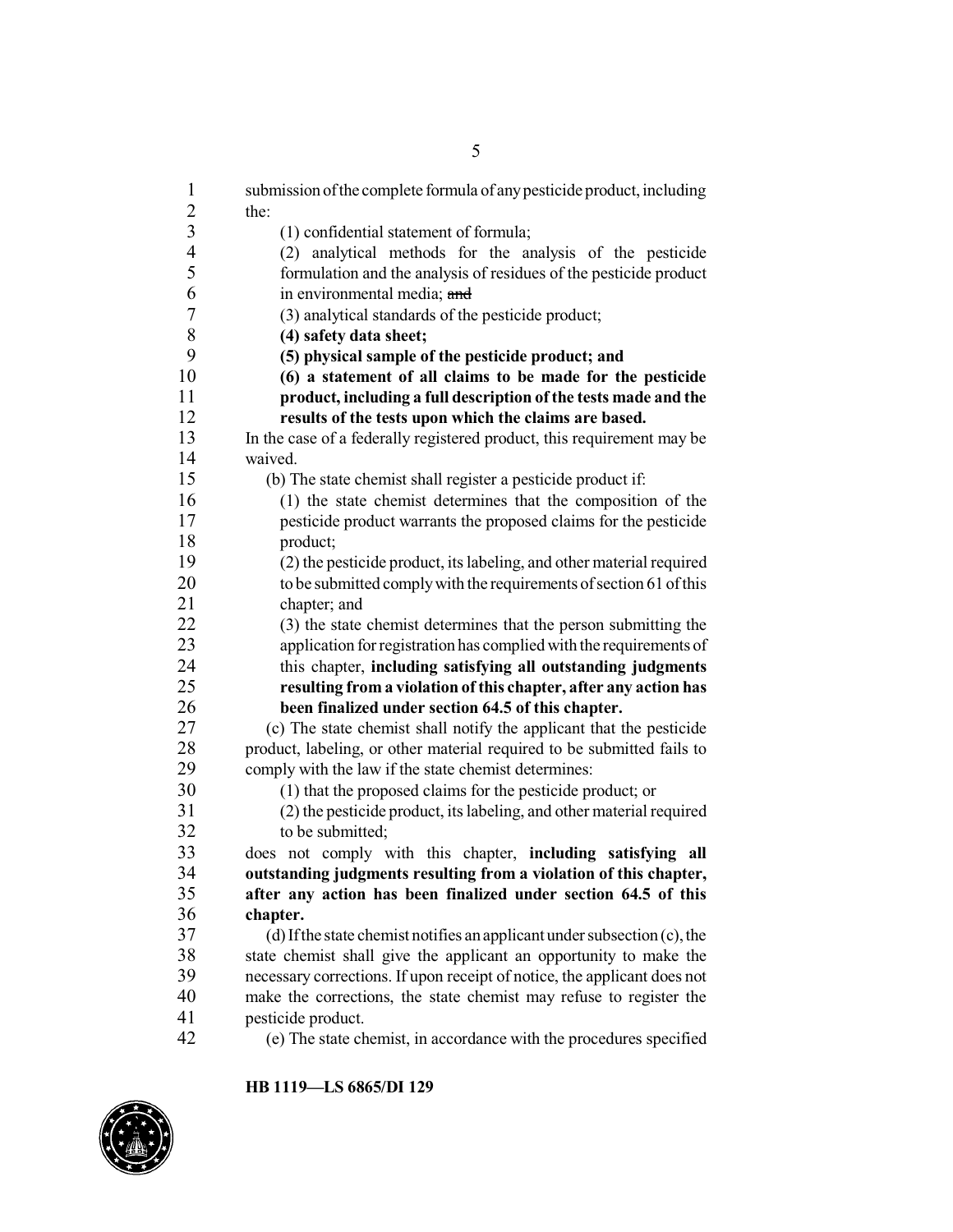submission of the complete formula of any pesticide product, including the:

(1) confidential statement of formula;

(2) analytical methods for the analysis of the pesticide formulation and the analysis of residues of the pesticide product in environmental media; ~~and~~

(3) analytical standards of the pesticide product;

**(4) safety data sheet;**

**(5) physical sample of the pesticide product; and**

**(6) a statement of all claims to be made for the pesticide product, including a full description of the tests made and the results of the tests upon which the claims are based.**

In the case of a federally registered product, this requirement may be waived.

(b) The state chemist shall register a pesticide product if:

(1) the state chemist determines that the composition of the pesticide product warrants the proposed claims for the pesticide product;

(2) the pesticide product, its labeling, and other material required to be submitted comply with the requirements of section 61 of this chapter; and

(3) the state chemist determines that the person submitting the application for registration has complied with the requirements of this chapter, **including satisfying all outstanding judgments resulting from a violation of this chapter, after any action has been finalized under section 64.5 of this chapter.**

(c) The state chemist shall notify the applicant that the pesticide product, labeling, or other material required to be submitted fails to comply with the law if the state chemist determines:

(1) that the proposed claims for the pesticide product; or

(2) the pesticide product, its labeling, and other material required to be submitted;

does not comply with this chapter, **including satisfying all outstanding judgments resulting from a violation of this chapter, after any action has been finalized under section 64.5 of this chapter.**

(d) If the state chemist notifies an applicant under subsection (c), the state chemist shall give the applicant an opportunity to make the necessary corrections. If upon receipt of notice, the applicant does not make the corrections, the state chemist may refuse to register the pesticide product.

(e) The state chemist, in accordance with the procedures specified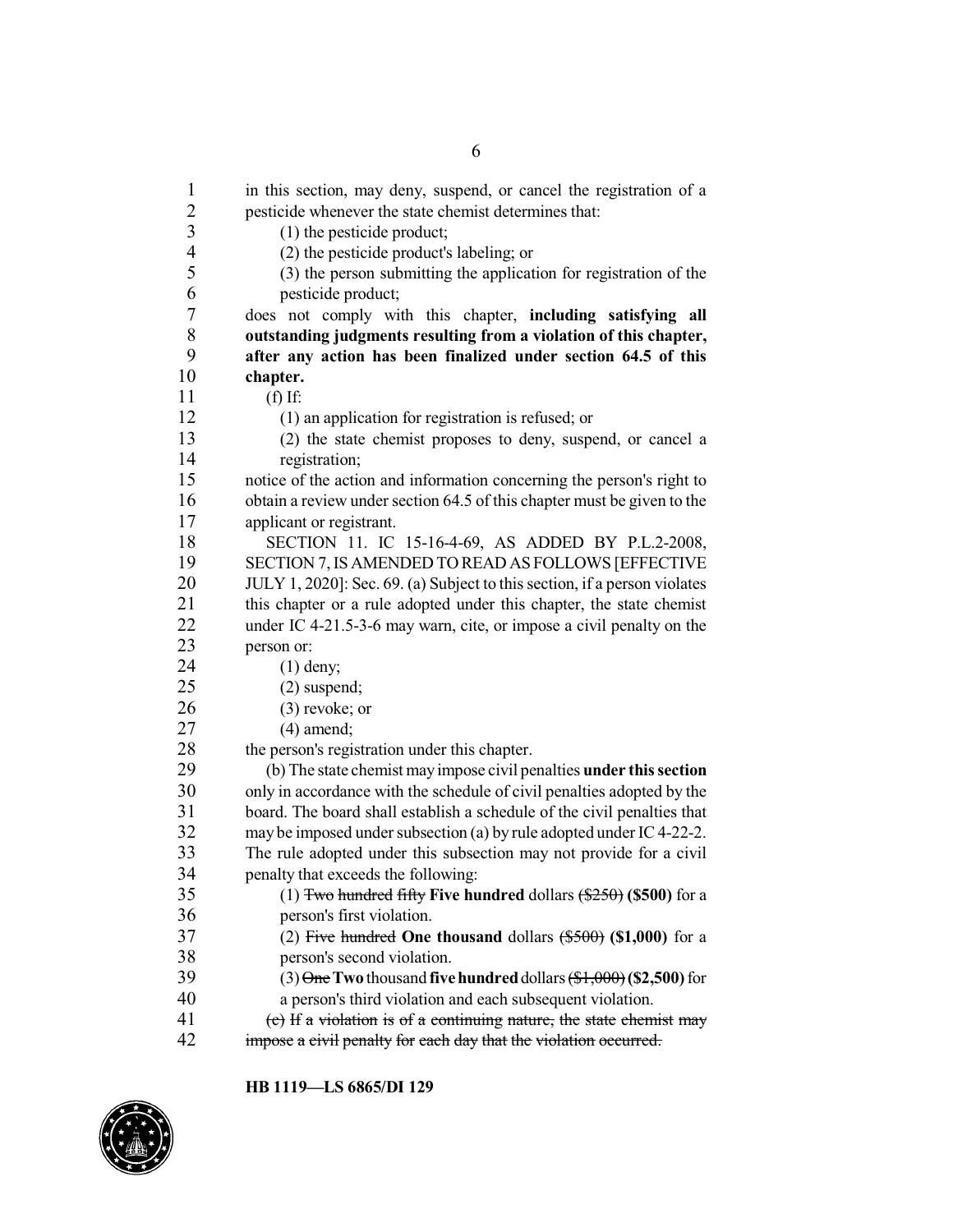in this section, may deny, suspend, or cancel the registration of a pesticide whenever the state chemist determines that:

(1) the pesticide product;

(2) the pesticide product's labeling; or

(3) the person submitting the application for registration of the pesticide product;

does not comply with this chapter, **including satisfying all outstanding judgments resulting from a violation of this chapter, after any action has been finalized under section 64.5 of this chapter.**

(f) If:

(1) an application for registration is refused; or

(2) the state chemist proposes to deny, suspend, or cancel a registration;

notice of the action and information concerning the person's right to obtain a review under section 64.5 of this chapter must be given to the applicant or registrant.

SECTION 11. IC 15-16-4-69, AS ADDED BY P.L.2-2008, SECTION 7, IS AMENDED TO READ AS FOLLOWS [EFFECTIVE JULY 1, 2020]: Sec. 69. (a) Subject to this section, if a person violates this chapter or a rule adopted under this chapter, the state chemist under IC 4-21.5-3-6 may warn, cite, or impose a civil penalty on the person or:

(1) deny;

(2) suspend;

(3) revoke; or

(4) amend;

the person's registration under this chapter.

(b) The state chemist may impose civil penalties **under this section** only in accordance with the schedule of civil penalties adopted by the board. The board shall establish a schedule of the civil penalties that may be imposed under subsection (a) by rule adopted under IC 4-22-2. The rule adopted under this subsection may not provide for a civil penalty that exceeds the following:

(1) ~~Two hundred fifty~~ **Five hundred** dollars ~~($250)~~ **($500)** for a person's first violation.

(2) ~~Five hundred~~ **One thousand** dollars ~~($500)~~ **($1,000)** for a person's second violation.

(3) ~~One~~ **Two** thousand **five hundred** dollars ~~($1,000)~~ **($2,500)** for a person's third violation and each subsequent violation.

~~(c) If a violation is of a continuing nature, the state chemist may impose a civil penalty for each day that the violation occurred.~~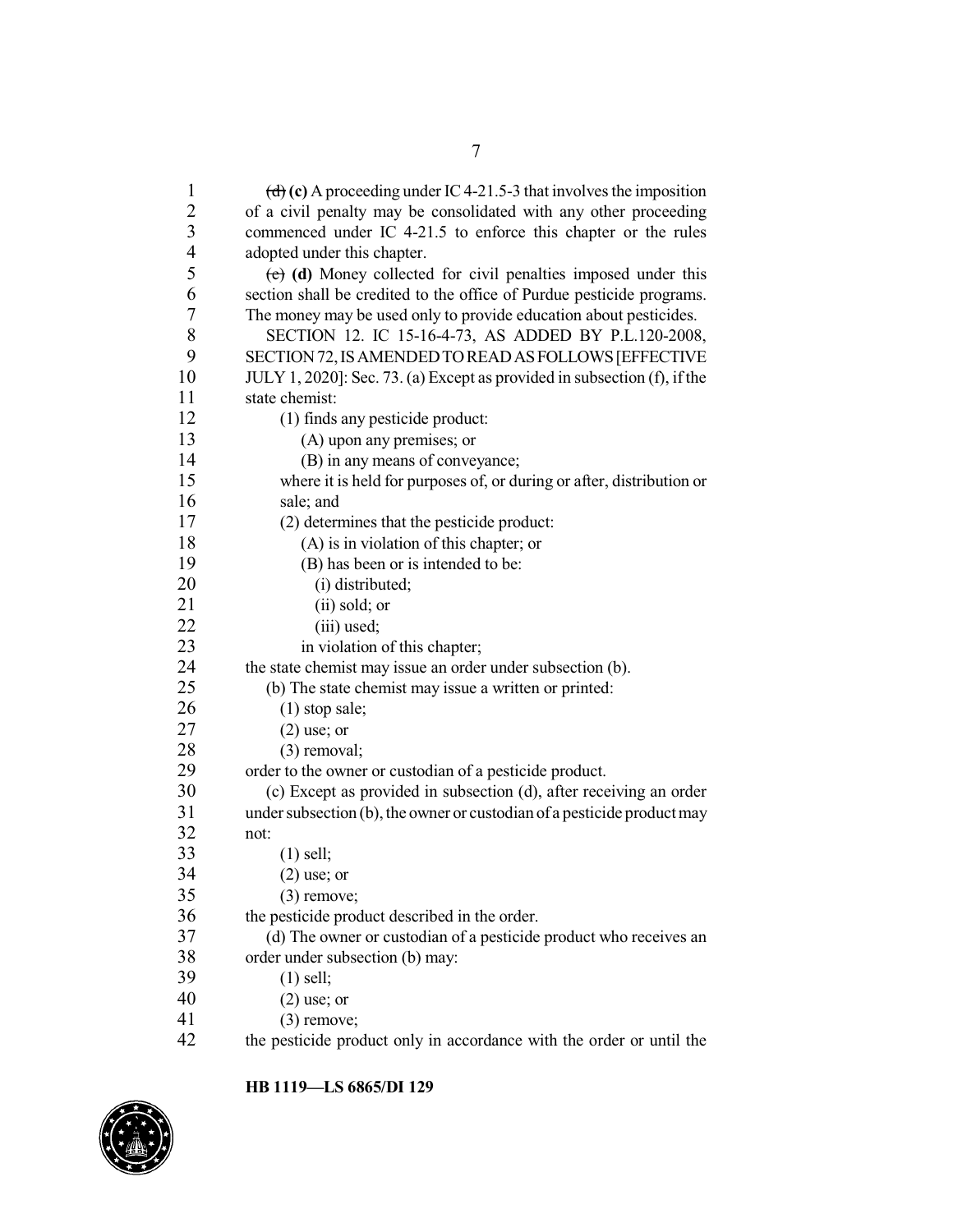~~(d)~~ **(c)** A proceeding under IC 4-21.5-3 that involves the imposition of a civil penalty may be consolidated with any other proceeding commenced under IC 4-21.5 to enforce this chapter or the rules adopted under this chapter.

~~(e)~~ **(d)** Money collected for civil penalties imposed under this section shall be credited to the office of Purdue pesticide programs. The money may be used only to provide education about pesticides.

SECTION 12. IC 15-16-4-73, AS ADDED BY P.L.120-2008, SECTION 72, IS AMENDED TO READ AS FOLLOWS [EFFECTIVE JULY 1, 2020]: Sec. 73. (a) Except as provided in subsection (f), if the state chemist:

(1) finds any pesticide product:
  (A) upon any premises; or
  (B) in any means of conveyance;
where it is held for purposes of, or during or after, distribution or sale; and
(2) determines that the pesticide product:
  (A) is in violation of this chapter; or
  (B) has been or is intended to be:
    (i) distributed;
    (ii) sold; or
    (iii) used;
  in violation of this chapter;

the state chemist may issue an order under subsection (b).

(b) The state chemist may issue a written or printed:
(1) stop sale;
(2) use; or
(3) removal;
order to the owner or custodian of a pesticide product.

(c) Except as provided in subsection (d), after receiving an order under subsection (b), the owner or custodian of a pesticide product may not:
(1) sell;
(2) use; or
(3) remove;
the pesticide product described in the order.

(d) The owner or custodian of a pesticide product who receives an order under subsection (b) may:
(1) sell;
(2) use; or
(3) remove;
the pesticide product only in accordance with the order or until the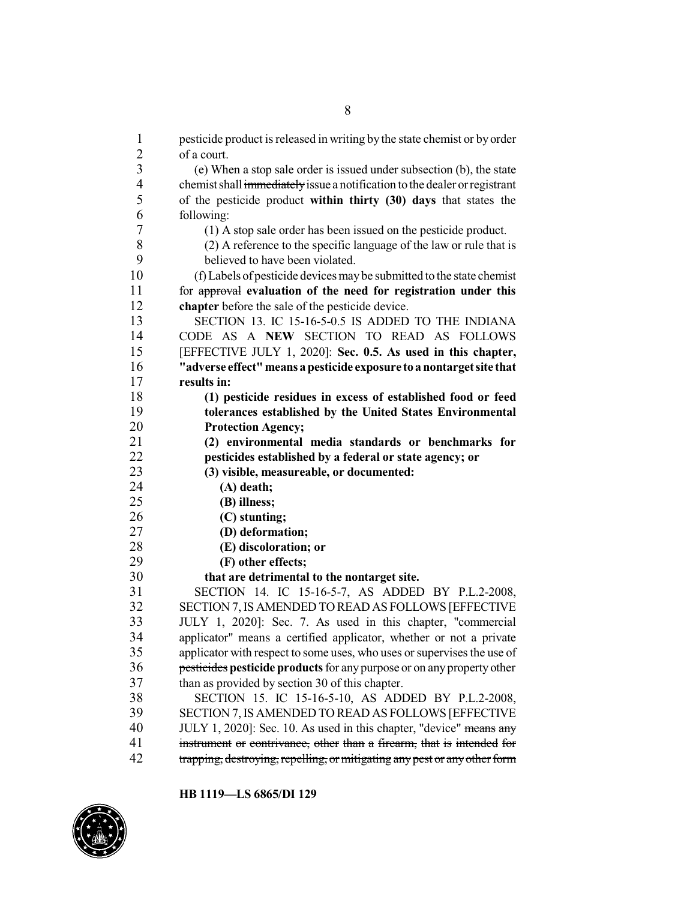pesticide product is released in writing by the state chemist or by order of a court.

(e) When a stop sale order is issued under subsection (b), the state chemist shall ~~immediately~~ issue a notification to the dealer or registrant of the pesticide product **within thirty (30) days** that states the following:

(1) A stop sale order has been issued on the pesticide product.

(2) A reference to the specific language of the law or rule that is believed to have been violated.

(f) Labels of pesticide devices may be submitted to the state chemist for ~~approval~~ **evaluation of the need for registration under this chapter** before the sale of the pesticide device.

SECTION 13. IC 15-16-5-0.5 IS ADDED TO THE INDIANA CODE AS A **NEW** SECTION TO READ AS FOLLOWS [EFFECTIVE JULY 1, 2020]: **Sec. 0.5. As used in this chapter, "adverse effect" means a pesticide exposure to a nontarget site that results in:**

**(1) pesticide residues in excess of established food or feed tolerances established by the United States Environmental Protection Agency;**

**(2) environmental media standards or benchmarks for pesticides established by a federal or state agency; or**

**(3) visible, measureable, or documented:**

**(A) death;**

**(B) illness;**

**(C) stunting;**

**(D) deformation;**

**(E) discoloration; or**

**(F) other effects;**

**that are detrimental to the nontarget site.**

SECTION 14. IC 15-16-5-7, AS ADDED BY P.L.2-2008, SECTION 7, IS AMENDED TO READ AS FOLLOWS [EFFECTIVE JULY 1, 2020]: Sec. 7. As used in this chapter, "commercial applicator" means a certified applicator, whether or not a private applicator with respect to some uses, who uses or supervises the use of ~~pesticides~~ **pesticide products** for any purpose or on any property other than as provided by section 30 of this chapter.

SECTION 15. IC 15-16-5-10, AS ADDED BY P.L.2-2008, SECTION 7, IS AMENDED TO READ AS FOLLOWS [EFFECTIVE JULY 1, 2020]: Sec. 10. As used in this chapter, "device" ~~means any instrument or contrivance, other than a firearm, that is intended for trapping, destroying, repelling, or mitigating any pest or any other form~~

HB 1119—LS 6865/DI 129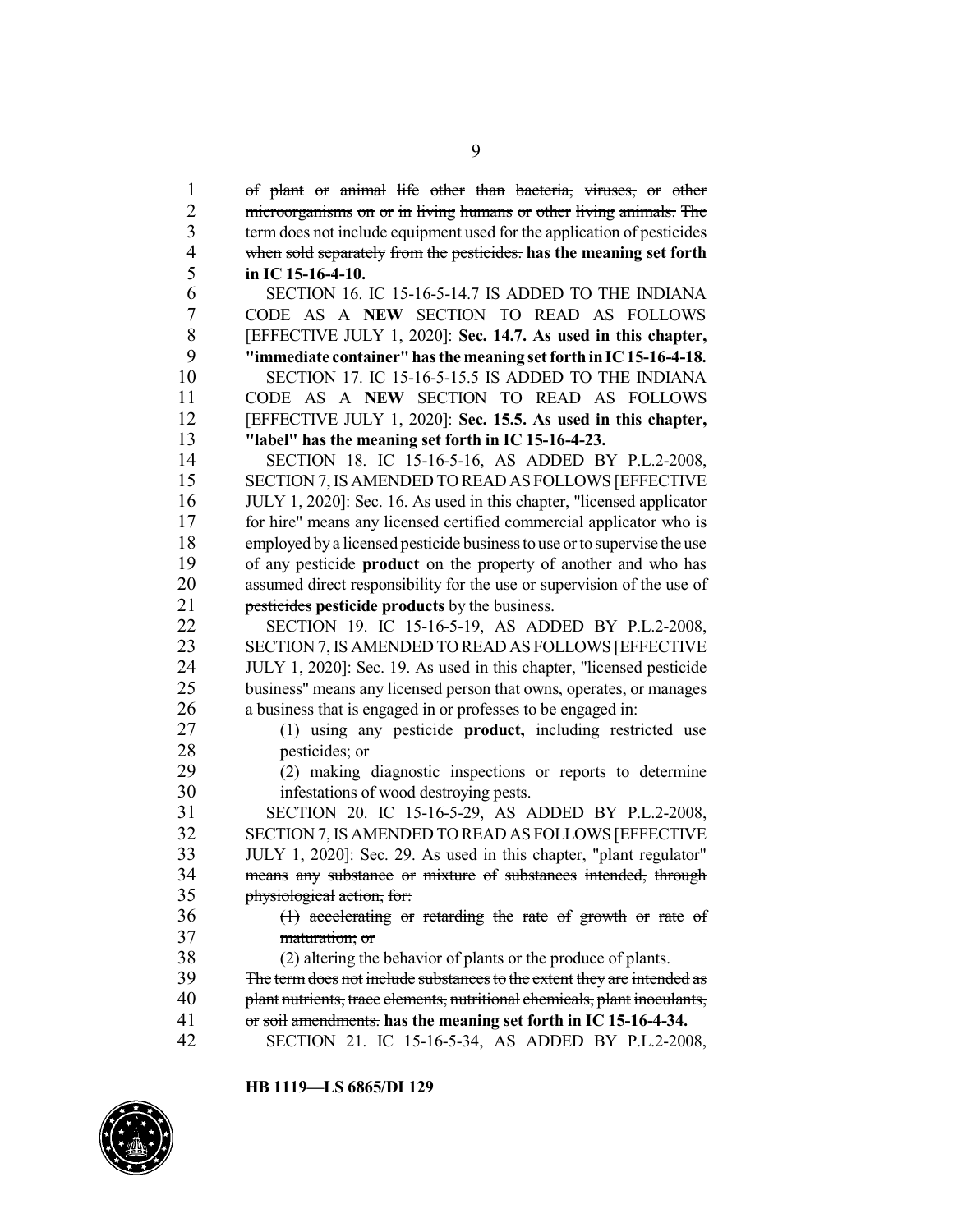~~of plant or animal life other than bacteria, viruses, or other microorganisms on or in living humans or other living animals. The term does not include equipment used for the application of pesticides when sold separately from the pesticides.~~ **has the meaning set forth in IC 15-16-4-10.**

SECTION 16. IC 15-16-5-14.7 IS ADDED TO THE INDIANA CODE AS A **NEW** SECTION TO READ AS FOLLOWS [EFFECTIVE JULY 1, 2020]: **Sec. 14.7. As used in this chapter, "immediate container" has the meaning set forth in IC 15-16-4-18.**

SECTION 17. IC 15-16-5-15.5 IS ADDED TO THE INDIANA CODE AS A **NEW** SECTION TO READ AS FOLLOWS [EFFECTIVE JULY 1, 2020]: **Sec. 15.5. As used in this chapter, "label" has the meaning set forth in IC 15-16-4-23.**

SECTION 18. IC 15-16-5-16, AS ADDED BY P.L.2-2008, SECTION 7, IS AMENDED TO READ AS FOLLOWS [EFFECTIVE JULY 1, 2020]: Sec. 16. As used in this chapter, "licensed applicator for hire" means any licensed certified commercial applicator who is employed by a licensed pesticide business to use or to supervise the use of any pesticide **product** on the property of another and who has assumed direct responsibility for the use or supervision of the use of ~~pesticides~~ **pesticide products** by the business.

SECTION 19. IC 15-16-5-19, AS ADDED BY P.L.2-2008, SECTION 7, IS AMENDED TO READ AS FOLLOWS [EFFECTIVE JULY 1, 2020]: Sec. 19. As used in this chapter, "licensed pesticide business" means any licensed person that owns, operates, or manages a business that is engaged in or professes to be engaged in:

(1) using any pesticide **product,** including restricted use pesticides; or

(2) making diagnostic inspections or reports to determine infestations of wood destroying pests.

SECTION 20. IC 15-16-5-29, AS ADDED BY P.L.2-2008, SECTION 7, IS AMENDED TO READ AS FOLLOWS [EFFECTIVE JULY 1, 2020]: Sec. 29. As used in this chapter, "plant regulator" ~~means any substance or mixture of substances intended, through physiological action, for:~~

~~(1) accelerating or retarding the rate of growth or rate of maturation; or~~

~~(2) altering the behavior of plants or the produce of plants.~~

~~The term does not include substances to the extent they are intended as plant nutrients, trace elements, nutritional chemicals, plant inoculants, or soil amendments.~~ **has the meaning set forth in IC 15-16-4-34.**

SECTION 21. IC 15-16-5-34, AS ADDED BY P.L.2-2008,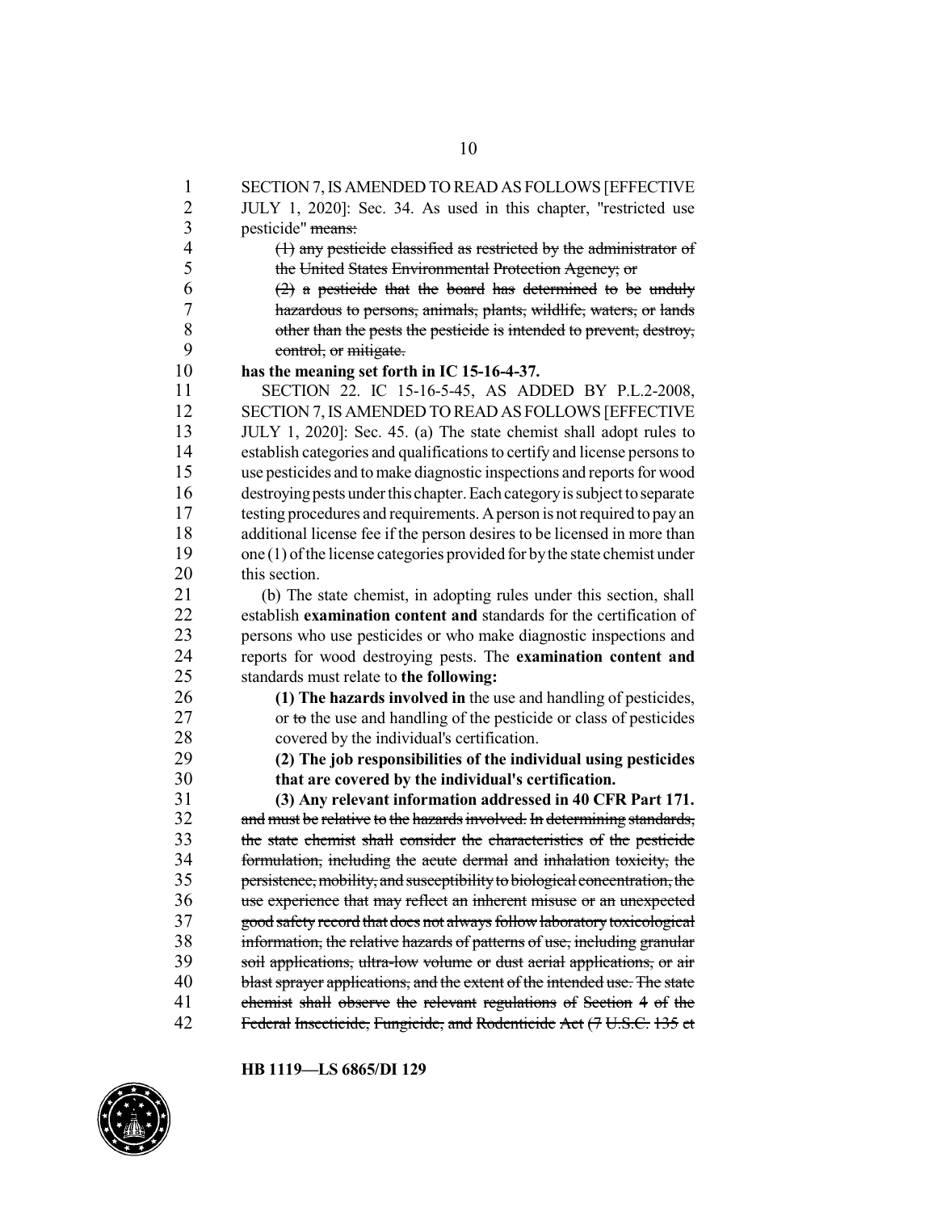SECTION 7, IS AMENDED TO READ AS FOLLOWS [EFFECTIVE JULY 1, 2020]: Sec. 34. As used in this chapter, "restricted use pesticide" ~~means:~~

~~(1) any pesticide classified as restricted by the administrator of the United States Environmental Protection Agency; or~~

~~(2) a pesticide that the board has determined to be unduly hazardous to persons, animals, plants, wildlife, waters, or lands other than the pests the pesticide is intended to prevent, destroy, control, or mitigate.~~

**has the meaning set forth in IC 15-16-4-37.**

SECTION 22. IC 15-16-5-45, AS ADDED BY P.L.2-2008, SECTION 7, IS AMENDED TO READ AS FOLLOWS [EFFECTIVE JULY 1, 2020]: Sec. 45. (a) The state chemist shall adopt rules to establish categories and qualifications to certify and license persons to use pesticides and to make diagnostic inspections and reports for wood destroying pests under this chapter. Each category is subject to separate testing procedures and requirements. A person is not required to pay an additional license fee if the person desires to be licensed in more than one (1) of the license categories provided for by the state chemist under this section.

(b) The state chemist, in adopting rules under this section, shall establish **examination content and** standards for the certification of persons who use pesticides or who make diagnostic inspections and reports for wood destroying pests. The **examination content and** standards must relate to **the following:**

**(1) The hazards involved in** the use and handling of pesticides, or ~~to~~ the use and handling of the pesticide or class of pesticides covered by the individual's certification.

**(2) The job responsibilities of the individual using pesticides that are covered by the individual's certification.**

**(3) Any relevant information addressed in 40 CFR Part 171.**

~~and must be relative to the hazards involved. In determining standards, the state chemist shall consider the characteristics of the pesticide formulation, including the acute dermal and inhalation toxicity, the persistence, mobility, and susceptibility to biological concentration, the use experience that may reflect an inherent misuse or an unexpected good safety record that does not always follow laboratory toxicological information, the relative hazards of patterns of use, including granular soil applications, ultra-low volume or dust aerial applications, or air blast sprayer applications, and the extent of the intended use. The state chemist shall observe the relevant regulations of Section 4 of the Federal Insecticide, Fungicide, and Rodenticide Act (7 U.S.C. 135 et~~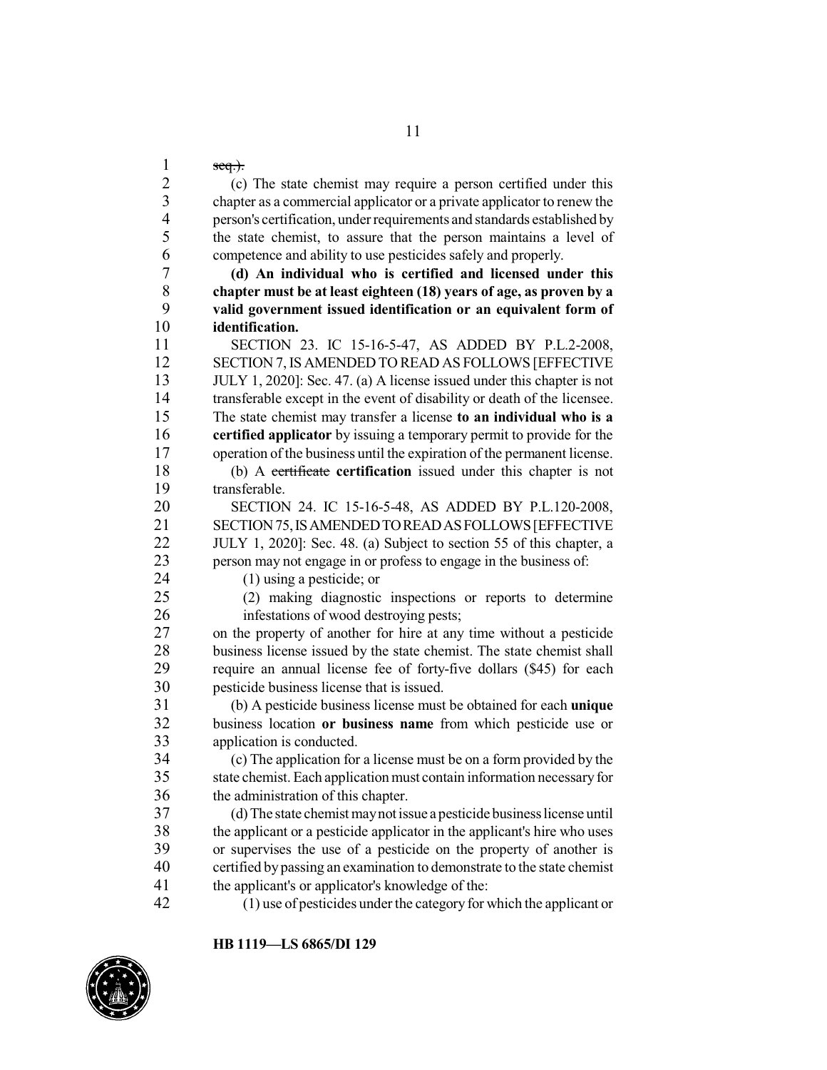~~seq.).~~

(c) The state chemist may require a person certified under this chapter as a commercial applicator or a private applicator to renew the person's certification, under requirements and standards established by the state chemist, to assure that the person maintains a level of competence and ability to use pesticides safely and properly.

**(d) An individual who is certified and licensed under this chapter must be at least eighteen (18) years of age, as proven by a valid government issued identification or an equivalent form of identification.**

SECTION 23. IC 15-16-5-47, AS ADDED BY P.L.2-2008, SECTION 7, IS AMENDED TO READ AS FOLLOWS [EFFECTIVE JULY 1, 2020]: Sec. 47. (a) A license issued under this chapter is not transferable except in the event of disability or death of the licensee. The state chemist may transfer a license **to an individual who is a certified applicator** by issuing a temporary permit to provide for the operation of the business until the expiration of the permanent license.

(b) A ~~certificate~~ **certification** issued under this chapter is not transferable.

SECTION 24. IC 15-16-5-48, AS ADDED BY P.L.120-2008, SECTION 75, IS AMENDED TO READ AS FOLLOWS [EFFECTIVE JULY 1, 2020]: Sec. 48. (a) Subject to section 55 of this chapter, a person may not engage in or profess to engage in the business of:

(1) using a pesticide; or

(2) making diagnostic inspections or reports to determine infestations of wood destroying pests;

on the property of another for hire at any time without a pesticide business license issued by the state chemist. The state chemist shall require an annual license fee of forty-five dollars ($45) for each pesticide business license that is issued.

(b) A pesticide business license must be obtained for each **unique** business location **or business name** from which pesticide use or application is conducted.

(c) The application for a license must be on a form provided by the state chemist. Each application must contain information necessary for the administration of this chapter.

(d) The state chemist may not issue a pesticide business license until the applicant or a pesticide applicator in the applicant's hire who uses or supervises the use of a pesticide on the property of another is certified by passing an examination to demonstrate to the state chemist the applicant's or applicator's knowledge of the:

(1) use of pesticides under the category for which the applicant or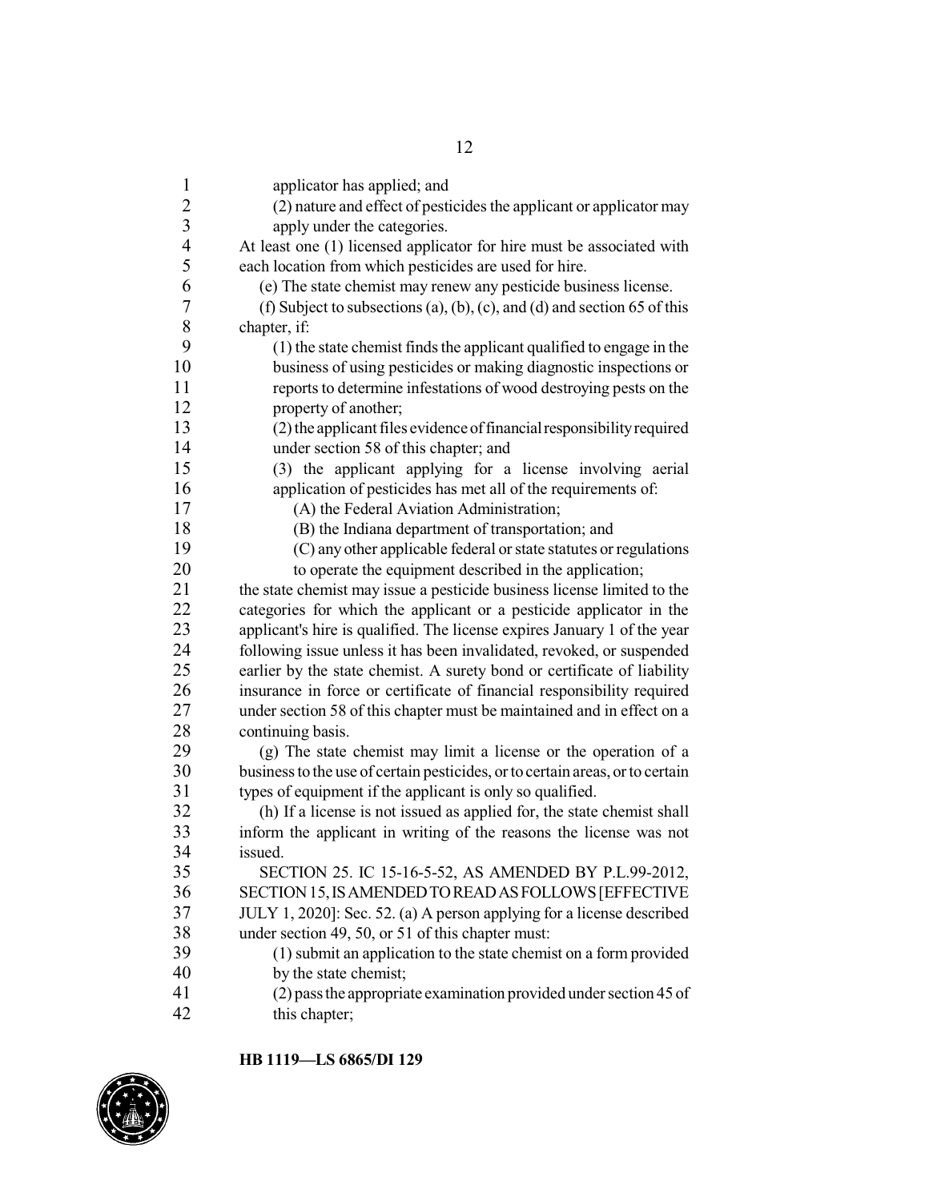applicator has applied; and

(2) nature and effect of pesticides the applicant or applicator may apply under the categories.

At least one (1) licensed applicator for hire must be associated with each location from which pesticides are used for hire.

(e) The state chemist may renew any pesticide business license.

(f) Subject to subsections (a), (b), (c), and (d) and section 65 of this chapter, if:

(1) the state chemist finds the applicant qualified to engage in the business of using pesticides or making diagnostic inspections or reports to determine infestations of wood destroying pests on the property of another;

(2) the applicant files evidence of financial responsibility required under section 58 of this chapter; and

(3) the applicant applying for a license involving aerial application of pesticides has met all of the requirements of:

(A) the Federal Aviation Administration;

(B) the Indiana department of transportation; and

(C) any other applicable federal or state statutes or regulations to operate the equipment described in the application;

the state chemist may issue a pesticide business license limited to the categories for which the applicant or a pesticide applicator in the applicant's hire is qualified. The license expires January 1 of the year following issue unless it has been invalidated, revoked, or suspended earlier by the state chemist. A surety bond or certificate of liability insurance in force or certificate of financial responsibility required under section 58 of this chapter must be maintained and in effect on a continuing basis.

(g) The state chemist may limit a license or the operation of a business to the use of certain pesticides, or to certain areas, or to certain types of equipment if the applicant is only so qualified.

(h) If a license is not issued as applied for, the state chemist shall inform the applicant in writing of the reasons the license was not issued.

SECTION 25. IC 15-16-5-52, AS AMENDED BY P.L.99-2012, SECTION 15, IS AMENDED TO READ AS FOLLOWS [EFFECTIVE JULY 1, 2020]: Sec. 52. (a) A person applying for a license described under section 49, 50, or 51 of this chapter must:

(1) submit an application to the state chemist on a form provided by the state chemist;

(2) pass the appropriate examination provided under section 45 of this chapter;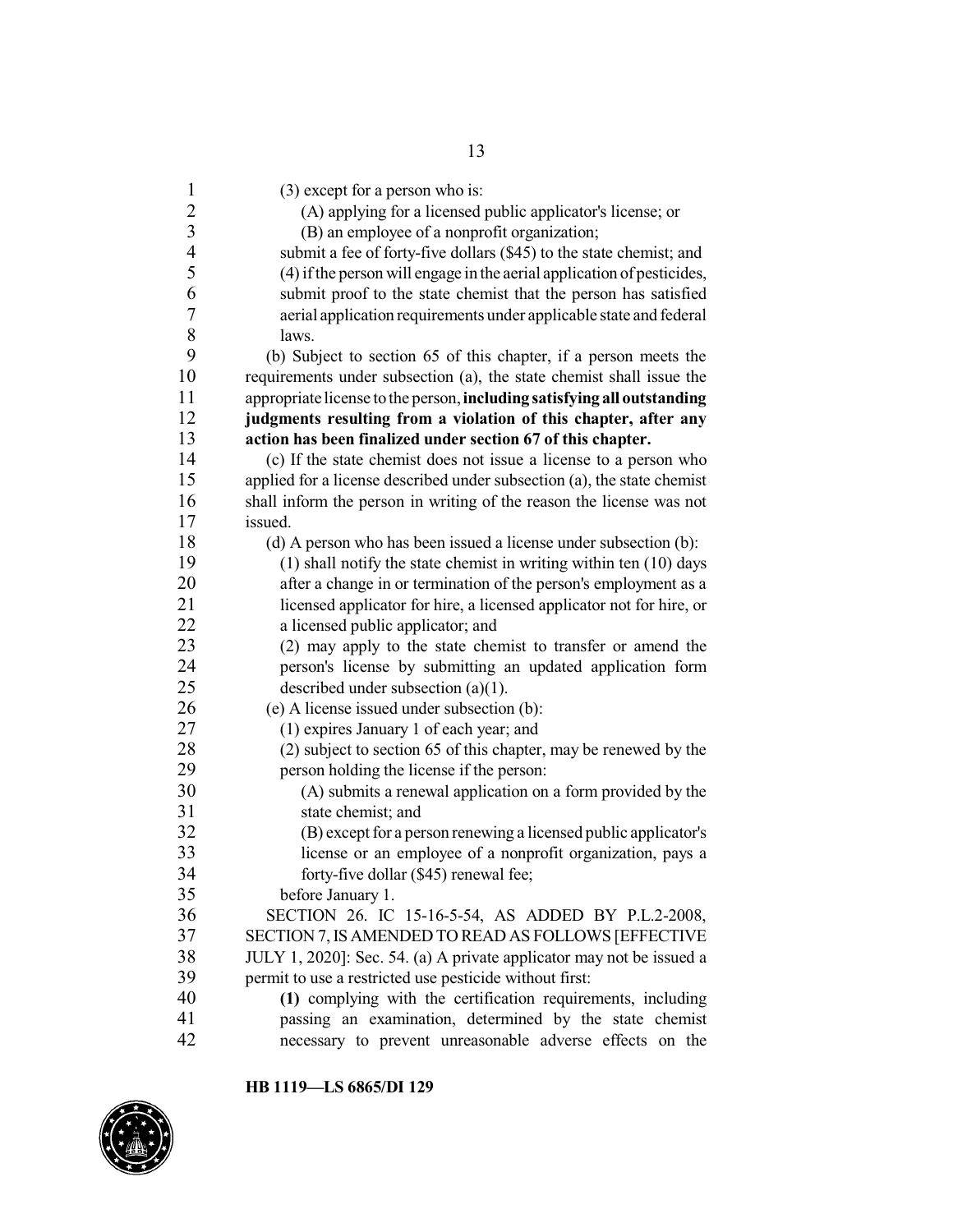(3) except for a person who is:

(A) applying for a licensed public applicator's license; or

(B) an employee of a nonprofit organization;

submit a fee of forty-five dollars ($45) to the state chemist; and

(4) if the person will engage in the aerial application of pesticides, submit proof to the state chemist that the person has satisfied aerial application requirements under applicable state and federal laws.

(b) Subject to section 65 of this chapter, if a person meets the requirements under subsection (a), the state chemist shall issue the appropriate license to the person, **including satisfying all outstanding judgments resulting from a violation of this chapter, after any action has been finalized under section 67 of this chapter.**

(c) If the state chemist does not issue a license to a person who applied for a license described under subsection (a), the state chemist shall inform the person in writing of the reason the license was not issued.

(d) A person who has been issued a license under subsection (b):

(1) shall notify the state chemist in writing within ten (10) days after a change in or termination of the person's employment as a licensed applicator for hire, a licensed applicator not for hire, or a licensed public applicator; and

(2) may apply to the state chemist to transfer or amend the person's license by submitting an updated application form described under subsection (a)(1).

(e) A license issued under subsection (b):

(1) expires January 1 of each year; and

(2) subject to section 65 of this chapter, may be renewed by the person holding the license if the person:

(A) submits a renewal application on a form provided by the state chemist; and

(B) except for a person renewing a licensed public applicator's license or an employee of a nonprofit organization, pays a forty-five dollar ($45) renewal fee;

before January 1.

SECTION 26. IC 15-16-5-54, AS ADDED BY P.L.2-2008, SECTION 7, IS AMENDED TO READ AS FOLLOWS [EFFECTIVE JULY 1, 2020]: Sec. 54. (a) A private applicator may not be issued a permit to use a restricted use pesticide without first:

**(1)** complying with the certification requirements, including passing an examination, determined by the state chemist necessary to prevent unreasonable adverse effects on the

**HB 1119—LS 6865/DI 129**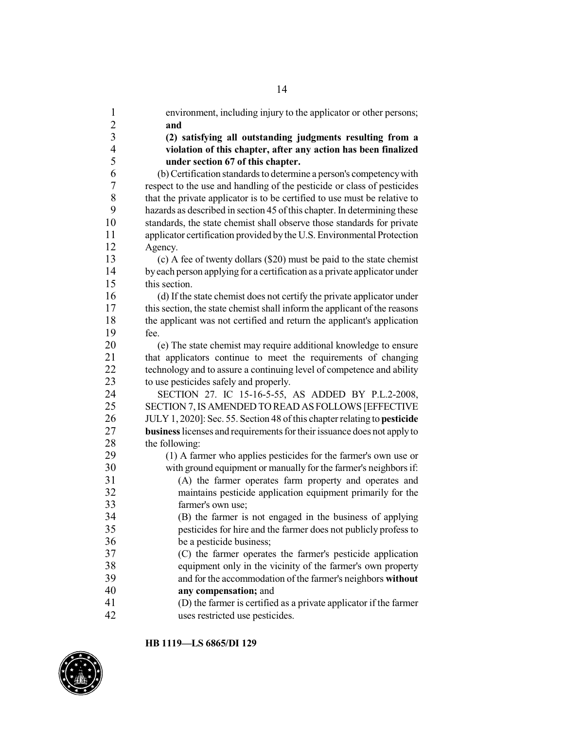environment, including injury to the applicator or other persons; **and**

**(2) satisfying all outstanding judgments resulting from a violation of this chapter, after any action has been finalized under section 67 of this chapter.**

(b) Certification standards to determine a person's competency with respect to the use and handling of the pesticide or class of pesticides that the private applicator is to be certified to use must be relative to hazards as described in section 45 of this chapter. In determining these standards, the state chemist shall observe those standards for private applicator certification provided by the U.S. Environmental Protection Agency.

(c) A fee of twenty dollars ($20) must be paid to the state chemist by each person applying for a certification as a private applicator under this section.

(d) If the state chemist does not certify the private applicator under this section, the state chemist shall inform the applicant of the reasons the applicant was not certified and return the applicant's application fee.

(e) The state chemist may require additional knowledge to ensure that applicators continue to meet the requirements of changing technology and to assure a continuing level of competence and ability to use pesticides safely and properly.

SECTION 27. IC 15-16-5-55, AS ADDED BY P.L.2-2008, SECTION 7, IS AMENDED TO READ AS FOLLOWS [EFFECTIVE JULY 1, 2020]: Sec. 55. Section 48 of this chapter relating to **pesticide business** licenses and requirements for their issuance does not apply to the following:

(1) A farmer who applies pesticides for the farmer's own use or with ground equipment or manually for the farmer's neighbors if:

(A) the farmer operates farm property and operates and maintains pesticide application equipment primarily for the farmer's own use;

(B) the farmer is not engaged in the business of applying pesticides for hire and the farmer does not publicly profess to be a pesticide business;

(C) the farmer operates the farmer's pesticide application equipment only in the vicinity of the farmer's own property and for the accommodation of the farmer's neighbors **without any compensation;** and

(D) the farmer is certified as a private applicator if the farmer uses restricted use pesticides.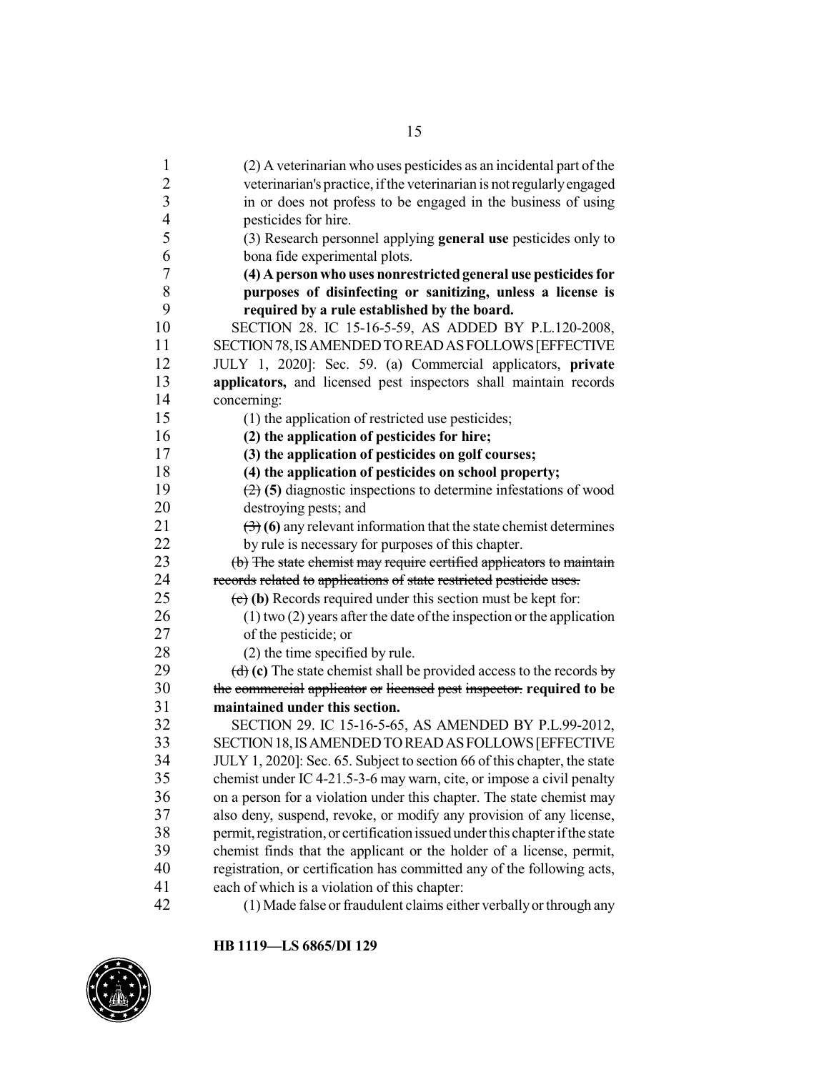(2) A veterinarian who uses pesticides as an incidental part of the veterinarian's practice, if the veterinarian is not regularly engaged in or does not profess to be engaged in the business of using pesticides for hire.

(3) Research personnel applying **general use** pesticides only to bona fide experimental plots.

**(4) A person who uses nonrestricted general use pesticides for purposes of disinfecting or sanitizing, unless a license is required by a rule established by the board.**

SECTION 28. IC 15-16-5-59, AS ADDED BY P.L.120-2008, SECTION 78, IS AMENDED TO READ AS FOLLOWS [EFFECTIVE JULY 1, 2020]: Sec. 59. (a) Commercial applicators, **private applicators,** and licensed pest inspectors shall maintain records concerning:

(1) the application of restricted use pesticides;

**(2) the application of pesticides for hire;**

**(3) the application of pesticides on golf courses;**

**(4) the application of pesticides on school property;**

~~(2)~~ **(5)** diagnostic inspections to determine infestations of wood destroying pests; and

~~(3)~~ **(6)** any relevant information that the state chemist determines by rule is necessary for purposes of this chapter.

~~(b) The state chemist may require certified applicators to maintain records related to applications of state restricted pesticide uses.~~

~~(c)~~ **(b)** Records required under this section must be kept for:

(1) two (2) years after the date of the inspection or the application of the pesticide; or

(2) the time specified by rule.

~~(d)~~ **(c)** The state chemist shall be provided access to the records ~~by the commercial applicator or licensed pest inspector.~~ **required to be maintained under this section.**

SECTION 29. IC 15-16-5-65, AS AMENDED BY P.L.99-2012, SECTION 18, IS AMENDED TO READ AS FOLLOWS [EFFECTIVE JULY 1, 2020]: Sec. 65. Subject to section 66 of this chapter, the state chemist under IC 4-21.5-3-6 may warn, cite, or impose a civil penalty on a person for a violation under this chapter. The state chemist may also deny, suspend, revoke, or modify any provision of any license, permit, registration, or certification issued under this chapter if the state chemist finds that the applicant or the holder of a license, permit, registration, or certification has committed any of the following acts, each of which is a violation of this chapter:

(1) Made false or fraudulent claims either verbally or through any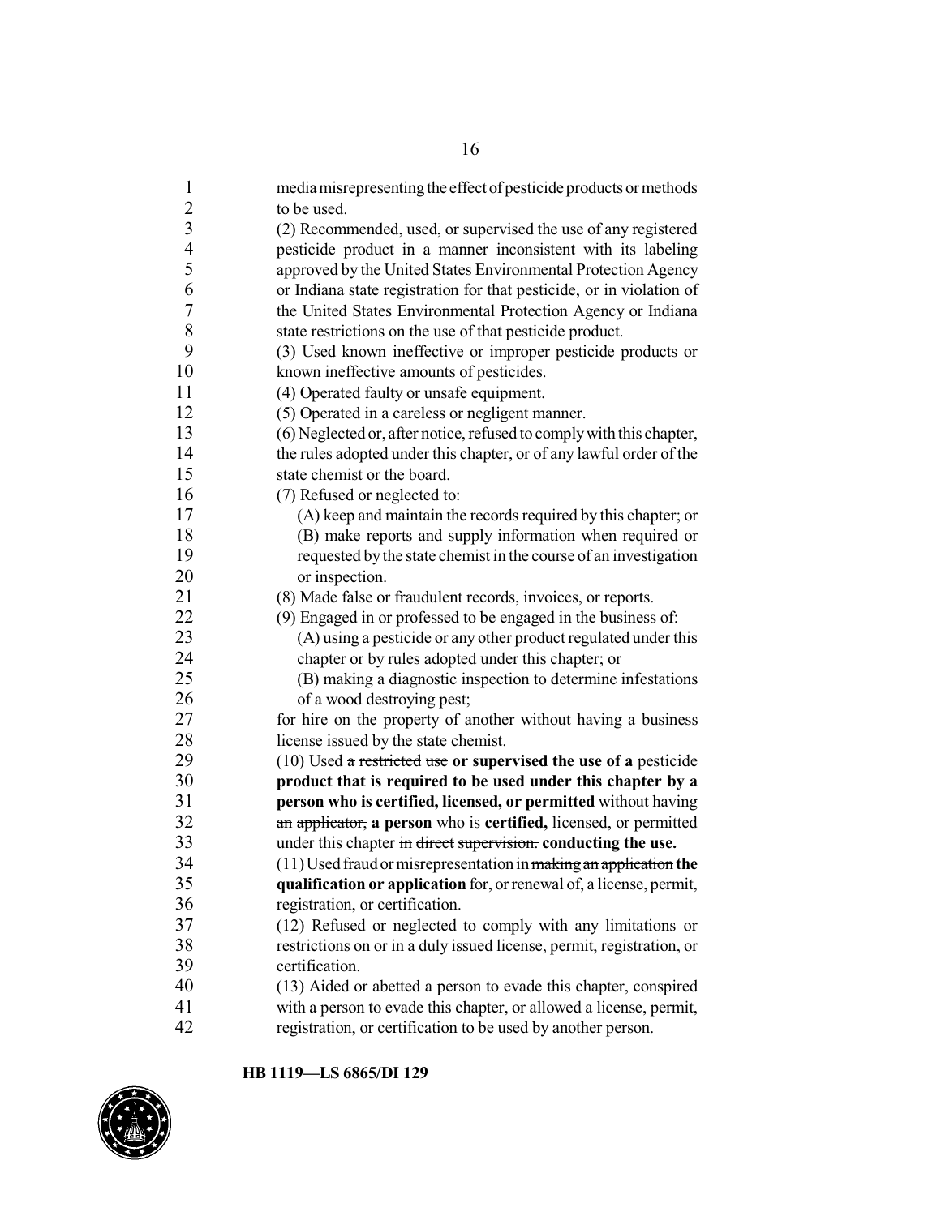media misrepresenting the effect of pesticide products or methods to be used.

(2) Recommended, used, or supervised the use of any registered pesticide product in a manner inconsistent with its labeling approved by the United States Environmental Protection Agency or Indiana state registration for that pesticide, or in violation of the United States Environmental Protection Agency or Indiana state restrictions on the use of that pesticide product.

(3) Used known ineffective or improper pesticide products or known ineffective amounts of pesticides.

(4) Operated faulty or unsafe equipment.

(5) Operated in a careless or negligent manner.

(6) Neglected or, after notice, refused to comply with this chapter, the rules adopted under this chapter, or of any lawful order of the state chemist or the board.

(7) Refused or neglected to:

(A) keep and maintain the records required by this chapter; or

(B) make reports and supply information when required or requested by the state chemist in the course of an investigation or inspection.

(8) Made false or fraudulent records, invoices, or reports.

(9) Engaged in or professed to be engaged in the business of:

(A) using a pesticide or any other product regulated under this chapter or by rules adopted under this chapter; or

(B) making a diagnostic inspection to determine infestations of a wood destroying pest;

for hire on the property of another without having a business license issued by the state chemist.

(10) Used ~~a restricted use~~ **or supervised the use of a** pesticide **product that is required to be used under this chapter by a person who is certified, licensed, or permitted** without having ~~an applicator,~~ **a person** who is **certified,** licensed, or permitted under this chapter ~~in direct supervision.~~ **conducting the use.**

(11) Used fraud or misrepresentation in ~~making an application~~ **the qualification or application** for, or renewal of, a license, permit, registration, or certification.

(12) Refused or neglected to comply with any limitations or restrictions on or in a duly issued license, permit, registration, or certification.

(13) Aided or abetted a person to evade this chapter, conspired with a person to evade this chapter, or allowed a license, permit, registration, or certification to be used by another person.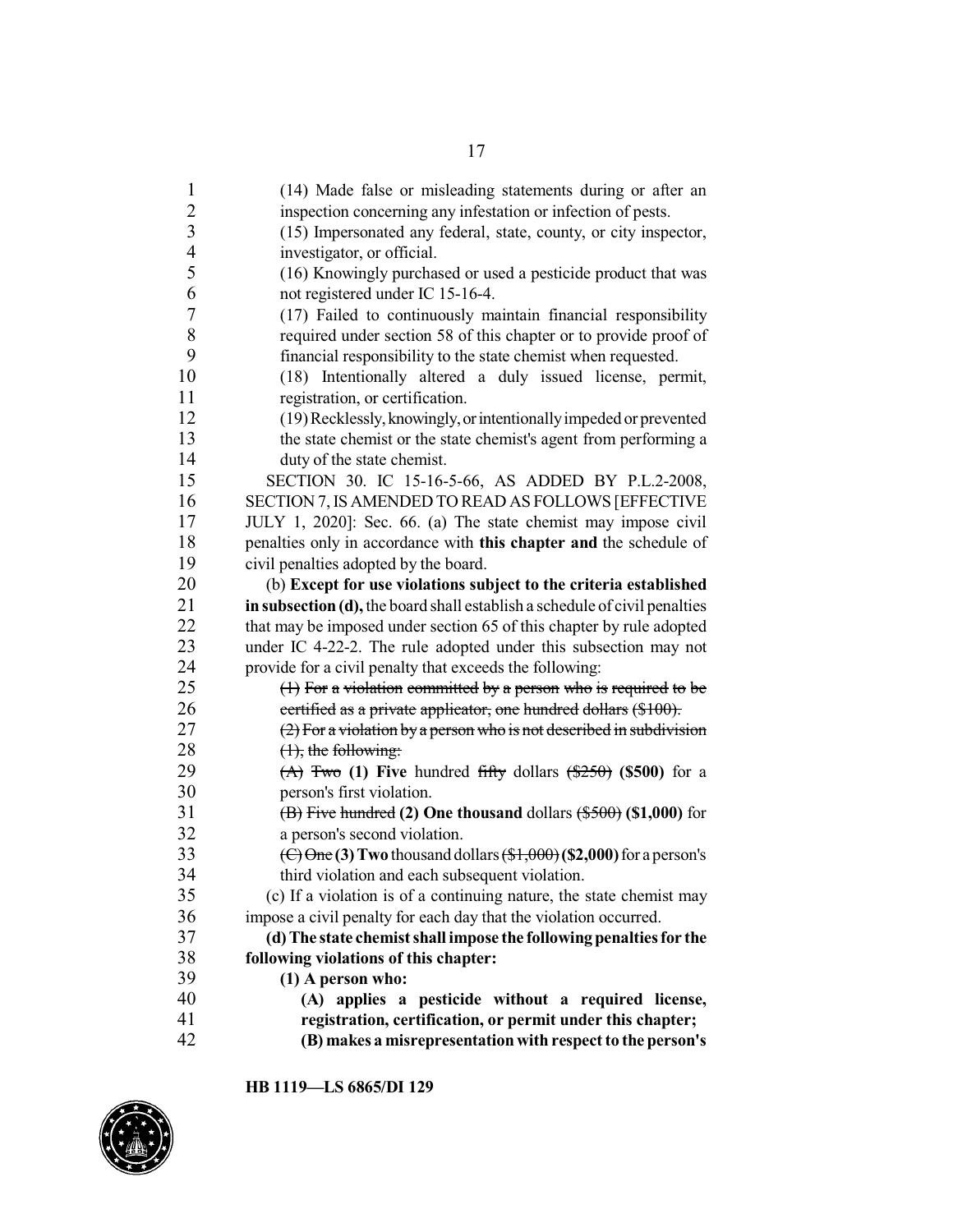(14) Made false or misleading statements during or after an inspection concerning any infestation or infection of pests.

(15) Impersonated any federal, state, county, or city inspector, investigator, or official.

(16) Knowingly purchased or used a pesticide product that was not registered under IC 15-16-4.

(17) Failed to continuously maintain financial responsibility required under section 58 of this chapter or to provide proof of financial responsibility to the state chemist when requested.

(18) Intentionally altered a duly issued license, permit, registration, or certification.

(19) Recklessly, knowingly, or intentionally impeded or prevented the state chemist or the state chemist's agent from performing a duty of the state chemist.

SECTION 30. IC 15-16-5-66, AS ADDED BY P.L.2-2008, SECTION 7, IS AMENDED TO READ AS FOLLOWS [EFFECTIVE JULY 1, 2020]: Sec. 66. (a) The state chemist may impose civil penalties only in accordance with **this chapter and** the schedule of civil penalties adopted by the board.

(b) **Except for use violations subject to the criteria established in subsection (d),** the board shall establish a schedule of civil penalties that may be imposed under section 65 of this chapter by rule adopted under IC 4-22-2. The rule adopted under this subsection may not provide for a civil penalty that exceeds the following:

~~(1) For a violation committed by a person who is required to be certified as a private applicator, one hundred dollars ($100).~~

~~(2) For a violation by a person who is not described in subdivision (1), the following:~~

~~(A)~~ ~~Two~~ **(1) Five** hundred ~~fifty~~ dollars ~~($250)~~ **($500)** for a person's first violation.

~~(B)~~ ~~Five hundred~~ **(2) One thousand** dollars ~~($500)~~ **($1,000)** for a person's second violation.

~~(C)~~ ~~One~~ **(3) Two** thousand dollars ~~($1,000)~~ **($2,000)** for a person's third violation and each subsequent violation.

(c) If a violation is of a continuing nature, the state chemist may impose a civil penalty for each day that the violation occurred.

**(d) The state chemist shall impose the following penalties for the following violations of this chapter:**

**(1) A person who:**

**(A) applies a pesticide without a required license, registration, certification, or permit under this chapter;**

**(B) makes a misrepresentation with respect to the person's**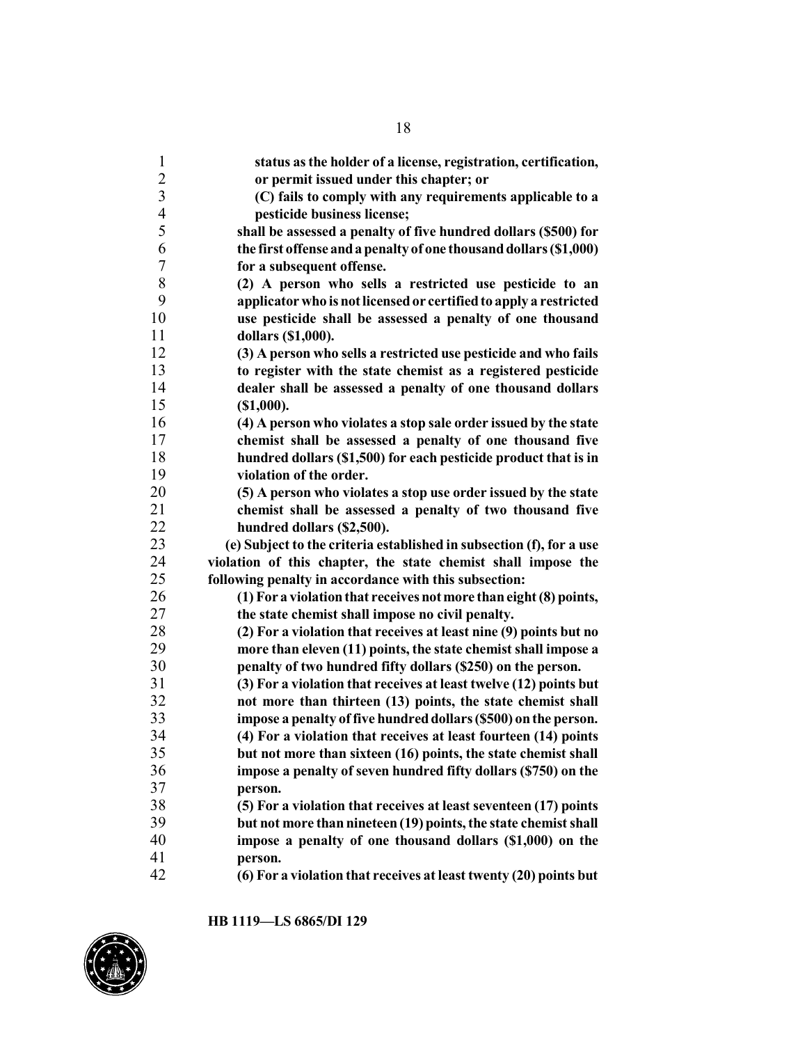**status as the holder of a license, registration, certification, or permit issued under this chapter; or**

**(C) fails to comply with any requirements applicable to a pesticide business license;**

**shall be assessed a penalty of five hundred dollars ($500) for the first offense and a penalty of one thousand dollars ($1,000) for a subsequent offense.**

**(2) A person who sells a restricted use pesticide to an applicator who is not licensed or certified to apply a restricted use pesticide shall be assessed a penalty of one thousand dollars ($1,000).**

**(3) A person who sells a restricted use pesticide and who fails to register with the state chemist as a registered pesticide dealer shall be assessed a penalty of one thousand dollars ($1,000).**

**(4) A person who violates a stop sale order issued by the state chemist shall be assessed a penalty of one thousand five hundred dollars ($1,500) for each pesticide product that is in violation of the order.**

**(5) A person who violates a stop use order issued by the state chemist shall be assessed a penalty of two thousand five hundred dollars ($2,500).**

**(e) Subject to the criteria established in subsection (f), for a use violation of this chapter, the state chemist shall impose the following penalty in accordance with this subsection:**

**(1) For a violation that receives not more than eight (8) points, the state chemist shall impose no civil penalty.**

**(2) For a violation that receives at least nine (9) points but no more than eleven (11) points, the state chemist shall impose a penalty of two hundred fifty dollars ($250) on the person.**

**(3) For a violation that receives at least twelve (12) points but not more than thirteen (13) points, the state chemist shall impose a penalty of five hundred dollars ($500) on the person.**

**(4) For a violation that receives at least fourteen (14) points but not more than sixteen (16) points, the state chemist shall impose a penalty of seven hundred fifty dollars ($750) on the person.**

**(5) For a violation that receives at least seventeen (17) points but not more than nineteen (19) points, the state chemist shall impose a penalty of one thousand dollars ($1,000) on the person.**

**(6) For a violation that receives at least twenty (20) points but**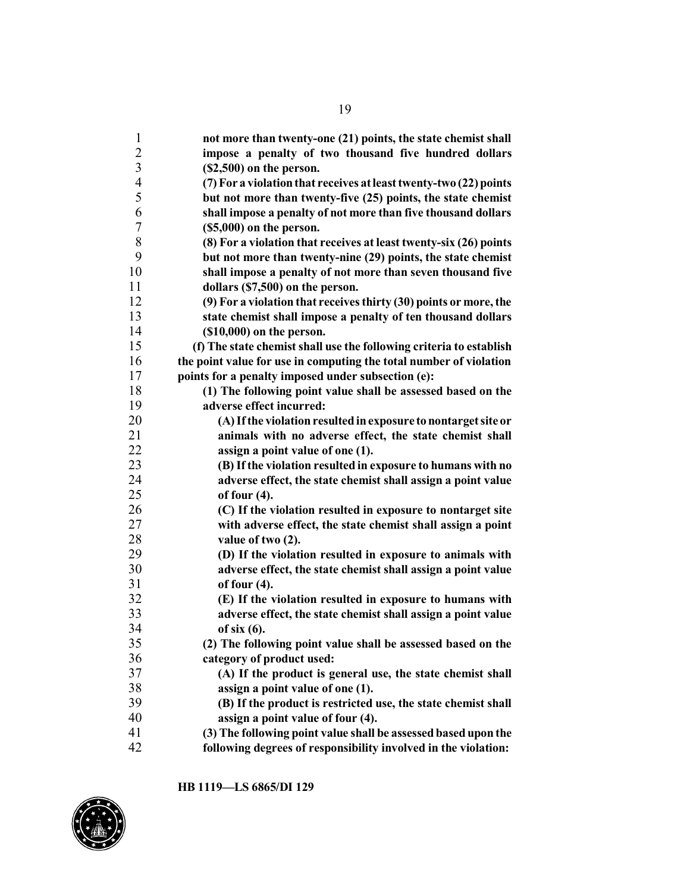**not more than twenty-one (21) points, the state chemist shall impose a penalty of two thousand five hundred dollars ($2,500) on the person.**

**(7) For a violation that receives at least twenty-two (22) points but not more than twenty-five (25) points, the state chemist shall impose a penalty of not more than five thousand dollars ($5,000) on the person.**

**(8) For a violation that receives at least twenty-six (26) points but not more than twenty-nine (29) points, the state chemist shall impose a penalty of not more than seven thousand five dollars ($7,500) on the person.**

**(9) For a violation that receives thirty (30) points or more, the state chemist shall impose a penalty of ten thousand dollars ($10,000) on the person.**

**(f) The state chemist shall use the following criteria to establish the point value for use in computing the total number of violation points for a penalty imposed under subsection (e):**

**(1) The following point value shall be assessed based on the adverse effect incurred:**

**(A) If the violation resulted in exposure to nontarget site or animals with no adverse effect, the state chemist shall assign a point value of one (1).**

**(B) If the violation resulted in exposure to humans with no adverse effect, the state chemist shall assign a point value of four (4).**

**(C) If the violation resulted in exposure to nontarget site with adverse effect, the state chemist shall assign a point value of two (2).**

**(D) If the violation resulted in exposure to animals with adverse effect, the state chemist shall assign a point value of four (4).**

**(E) If the violation resulted in exposure to humans with adverse effect, the state chemist shall assign a point value of six (6).**

**(2) The following point value shall be assessed based on the category of product used:**

**(A) If the product is general use, the state chemist shall assign a point value of one (1).**

**(B) If the product is restricted use, the state chemist shall assign a point value of four (4).**

**(3) The following point value shall be assessed based upon the following degrees of responsibility involved in the violation:**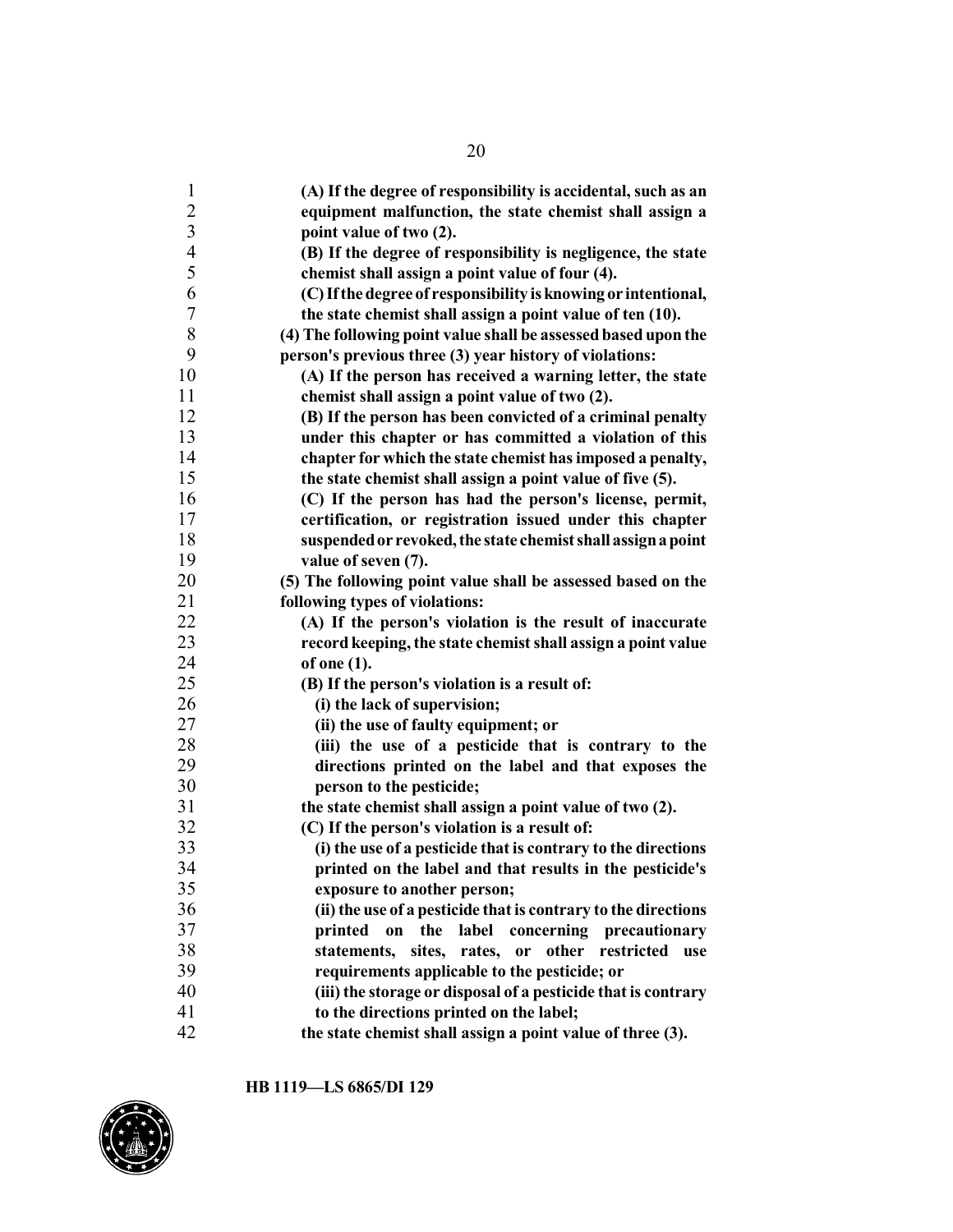**(A) If the degree of responsibility is accidental, such as an equipment malfunction, the state chemist shall assign a point value of two (2).**

**(B) If the degree of responsibility is negligence, the state chemist shall assign a point value of four (4).**

**(C) If the degree of responsibility is knowing or intentional, the state chemist shall assign a point value of ten (10).**

**(4) The following point value shall be assessed based upon the person's previous three (3) year history of violations:**

**(A) If the person has received a warning letter, the state chemist shall assign a point value of two (2).**

**(B) If the person has been convicted of a criminal penalty under this chapter or has committed a violation of this chapter for which the state chemist has imposed a penalty, the state chemist shall assign a point value of five (5).**

**(C) If the person has had the person's license, permit, certification, or registration issued under this chapter suspended or revoked, the state chemist shall assign a point value of seven (7).**

**(5) The following point value shall be assessed based on the following types of violations:**

**(A) If the person's violation is the result of inaccurate record keeping, the state chemist shall assign a point value of one (1).**

**(B) If the person's violation is a result of:**

**(i) the lack of supervision;**

**(ii) the use of faulty equipment; or**

**(iii) the use of a pesticide that is contrary to the directions printed on the label and that exposes the person to the pesticide;**

**the state chemist shall assign a point value of two (2).**

**(C) If the person's violation is a result of:**

**(i) the use of a pesticide that is contrary to the directions printed on the label and that results in the pesticide's exposure to another person;**

**(ii) the use of a pesticide that is contrary to the directions printed on the label concerning precautionary statements, sites, rates, or other restricted use requirements applicable to the pesticide; or**

**(iii) the storage or disposal of a pesticide that is contrary to the directions printed on the label;**

**the state chemist shall assign a point value of three (3).**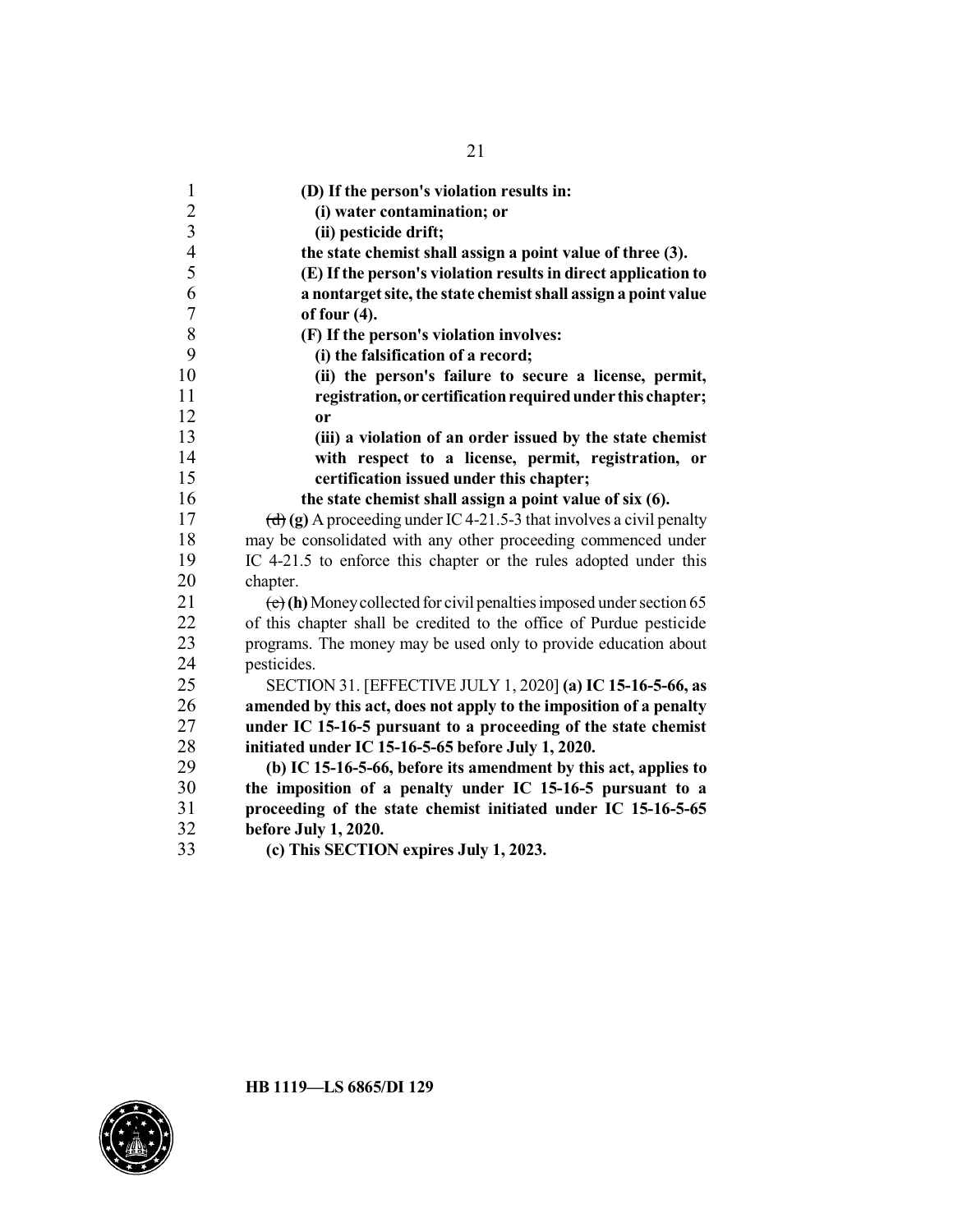**(D) If the person's violation results in:**

**(i) water contamination; or**

**(ii) pesticide drift;**

**the state chemist shall assign a point value of three (3).**

**(E) If the person's violation results in direct application to a nontarget site, the state chemist shall assign a point value of four (4).**

**(F) If the person's violation involves:**

**(i) the falsification of a record;**

**(ii) the person's failure to secure a license, permit, registration, or certification required under this chapter; or**

**(iii) a violation of an order issued by the state chemist with respect to a license, permit, registration, or certification issued under this chapter;**

**the state chemist shall assign a point value of six (6).**

~~(d)~~ **(g)** A proceeding under IC 4-21.5-3 that involves a civil penalty may be consolidated with any other proceeding commenced under IC 4-21.5 to enforce this chapter or the rules adopted under this chapter.

~~(e)~~ **(h)** Money collected for civil penalties imposed under section 65 of this chapter shall be credited to the office of Purdue pesticide programs. The money may be used only to provide education about pesticides.

SECTION 31. [EFFECTIVE JULY 1, 2020] **(a) IC 15-16-5-66, as amended by this act, does not apply to the imposition of a penalty under IC 15-16-5 pursuant to a proceeding of the state chemist initiated under IC 15-16-5-65 before July 1, 2020.**

**(b) IC 15-16-5-66, before its amendment by this act, applies to the imposition of a penalty under IC 15-16-5 pursuant to a proceeding of the state chemist initiated under IC 15-16-5-65 before July 1, 2020.**

**(c) This SECTION expires July 1, 2023.**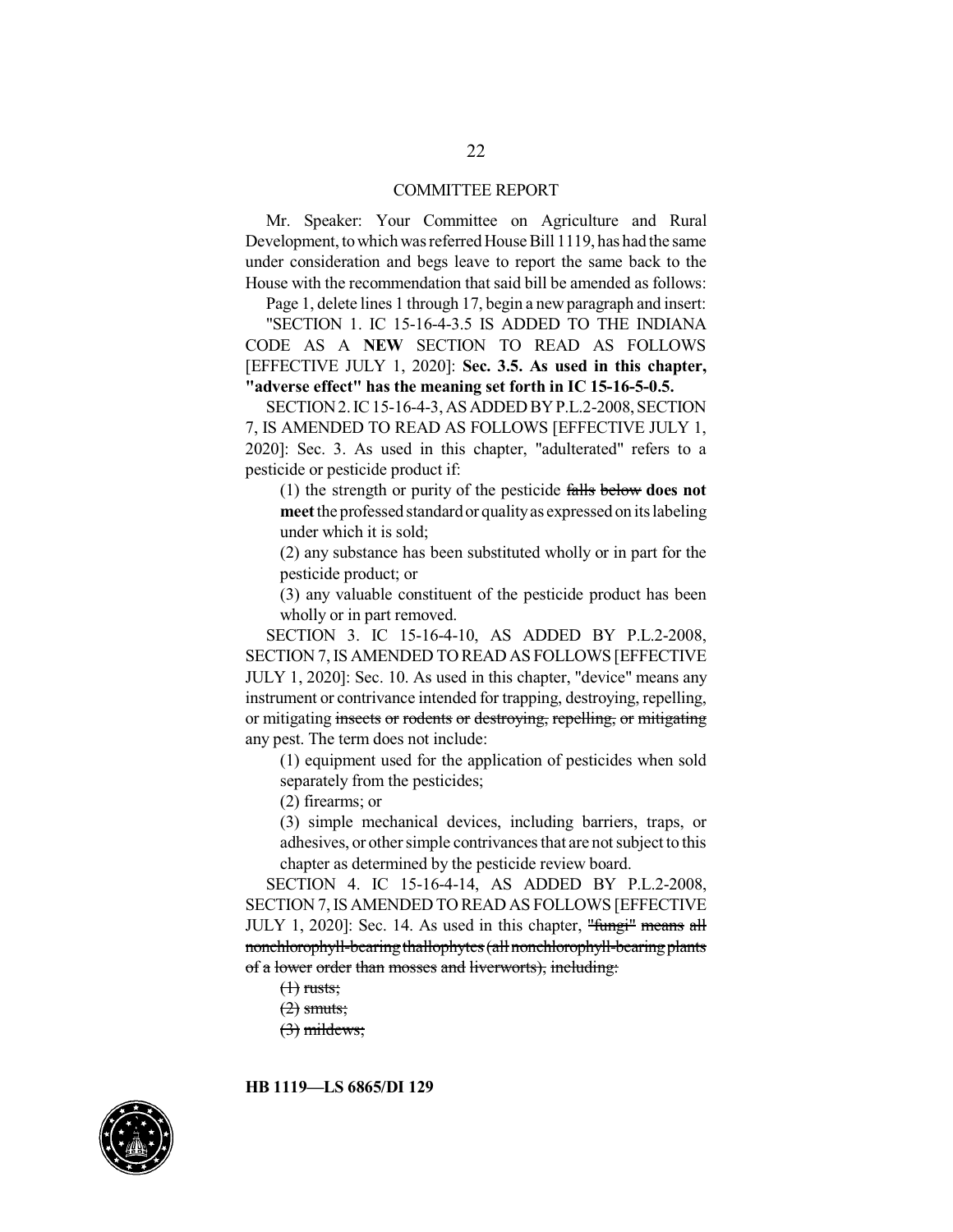## COMMITTEE REPORT

Mr. Speaker: Your Committee on Agriculture and Rural Development, to which was referred House Bill 1119, has had the same under consideration and begs leave to report the same back to the House with the recommendation that said bill be amended as follows:

Page 1, delete lines 1 through 17, begin a new paragraph and insert:

"SECTION 1. IC 15-16-4-3.5 IS ADDED TO THE INDIANA CODE AS A **NEW** SECTION TO READ AS FOLLOWS [EFFECTIVE JULY 1, 2020]: **Sec. 3.5. As used in this chapter, "adverse effect" has the meaning set forth in IC 15-16-5-0.5.**

SECTION 2. IC 15-16-4-3, AS ADDED BY P.L.2-2008, SECTION 7, IS AMENDED TO READ AS FOLLOWS [EFFECTIVE JULY 1, 2020]: Sec. 3. As used in this chapter, "adulterated" refers to a pesticide or pesticide product if:

(1) the strength or purity of the pesticide ~~falls below~~ **does not meet** the professed standard or quality as expressed on its labeling under which it is sold;

(2) any substance has been substituted wholly or in part for the pesticide product; or

(3) any valuable constituent of the pesticide product has been wholly or in part removed.

SECTION 3. IC 15-16-4-10, AS ADDED BY P.L.2-2008, SECTION 7, IS AMENDED TO READ AS FOLLOWS [EFFECTIVE JULY 1, 2020]: Sec. 10. As used in this chapter, "device" means any instrument or contrivance intended for trapping, destroying, repelling, or mitigating ~~insects or rodents or destroying, repelling, or mitigating~~ any pest. The term does not include:

(1) equipment used for the application of pesticides when sold separately from the pesticides;

(2) firearms; or

(3) simple mechanical devices, including barriers, traps, or adhesives, or other simple contrivances that are not subject to this chapter as determined by the pesticide review board.

SECTION 4. IC 15-16-4-14, AS ADDED BY P.L.2-2008, SECTION 7, IS AMENDED TO READ AS FOLLOWS [EFFECTIVE JULY 1, 2020]: Sec. 14. As used in this chapter, ~~"fungi" means all nonchlorophyll-bearing thallophytes (all nonchlorophyll-bearing plants of a lower order than mosses and liverworts), including:~~

~~(1) rusts;~~

~~(2) smuts;~~

~~(3) mildews;~~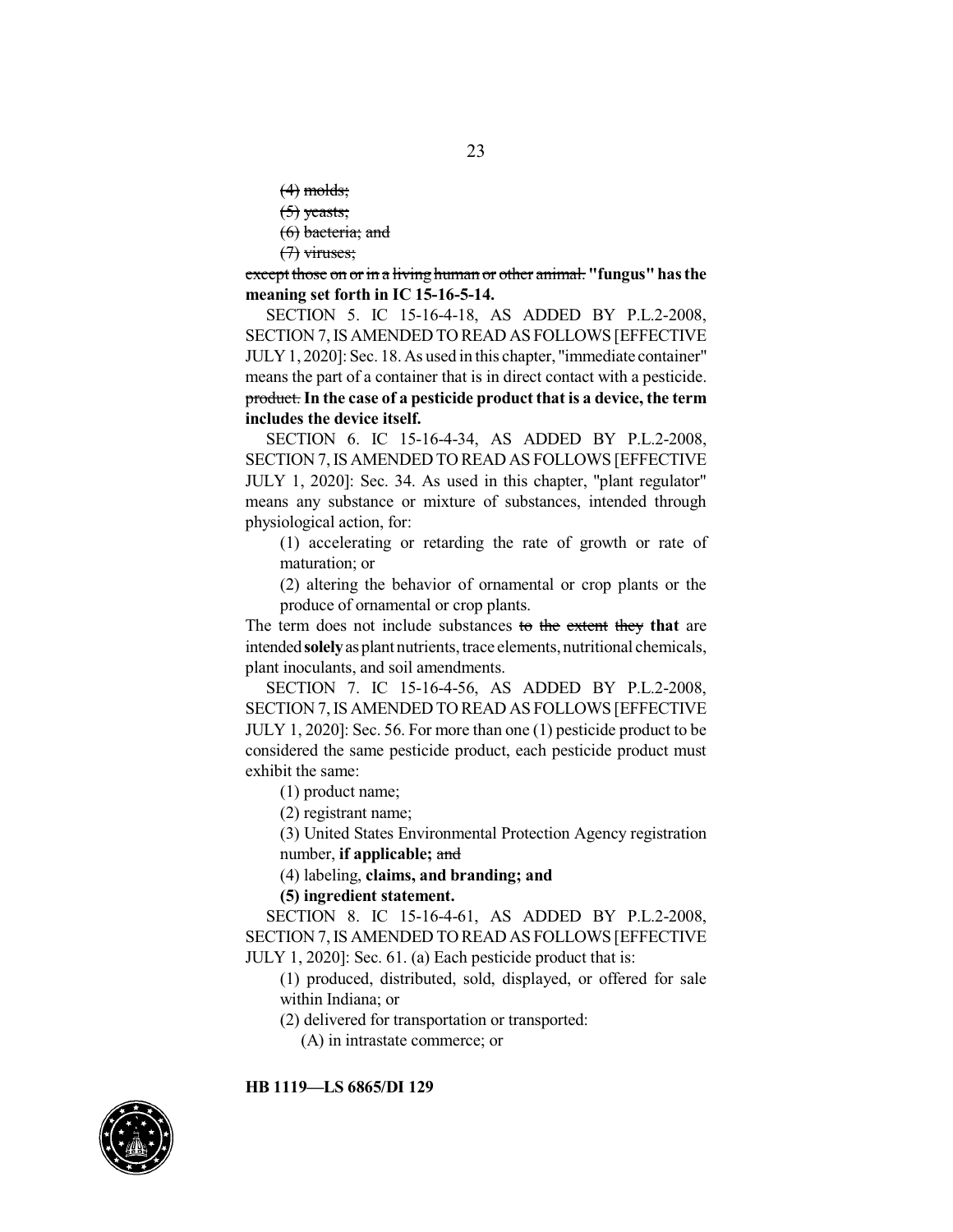(4) ~~molds;~~

(5) ~~yeasts;~~

(6) ~~bacteria; and~~

(7) ~~viruses;~~

~~except those on or in a living human or other animal.~~ **"fungus" has the meaning set forth in IC 15-16-5-14.**

SECTION 5. IC 15-16-4-18, AS ADDED BY P.L.2-2008, SECTION 7, IS AMENDED TO READ AS FOLLOWS [EFFECTIVE JULY 1, 2020]: Sec. 18. As used in this chapter, "immediate container" means the part of a container that is in direct contact with a pesticide. ~~product.~~ **In the case of a pesticide product that is a device, the term includes the device itself.**

SECTION 6. IC 15-16-4-34, AS ADDED BY P.L.2-2008, SECTION 7, IS AMENDED TO READ AS FOLLOWS [EFFECTIVE JULY 1, 2020]: Sec. 34. As used in this chapter, "plant regulator" means any substance or mixture of substances, intended through physiological action, for:

(1) accelerating or retarding the rate of growth or rate of maturation; or

(2) altering the behavior of ornamental or crop plants or the produce of ornamental or crop plants.

The term does not include substances ~~to the extent they~~ **that** are intended **solely** as plant nutrients, trace elements, nutritional chemicals, plant inoculants, and soil amendments.

SECTION 7. IC 15-16-4-56, AS ADDED BY P.L.2-2008, SECTION 7, IS AMENDED TO READ AS FOLLOWS [EFFECTIVE JULY 1, 2020]: Sec. 56. For more than one (1) pesticide product to be considered the same pesticide product, each pesticide product must exhibit the same:

(1) product name;

(2) registrant name;

(3) United States Environmental Protection Agency registration number, **if applicable;** ~~and~~

(4) labeling, **claims, and branding; and**

**(5) ingredient statement.**

SECTION 8. IC 15-16-4-61, AS ADDED BY P.L.2-2008, SECTION 7, IS AMENDED TO READ AS FOLLOWS [EFFECTIVE JULY 1, 2020]: Sec. 61. (a) Each pesticide product that is:

(1) produced, distributed, sold, displayed, or offered for sale within Indiana; or

(2) delivered for transportation or transported:

(A) in intrastate commerce; or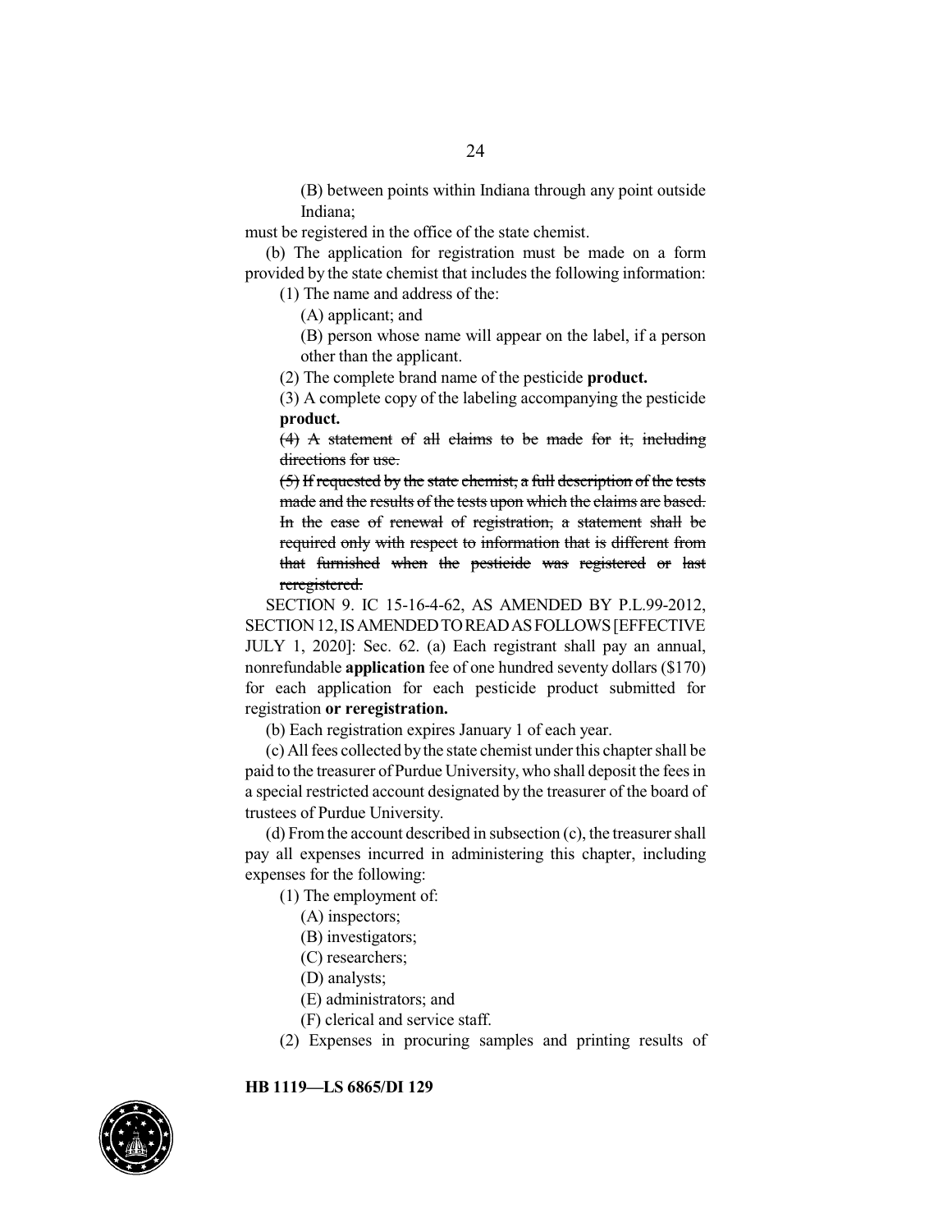(B) between points within Indiana through any point outside Indiana;

must be registered in the office of the state chemist.

(b) The application for registration must be made on a form provided by the state chemist that includes the following information:

(1) The name and address of the:

(A) applicant; and

(B) person whose name will appear on the label, if a person other than the applicant.

(2) The complete brand name of the pesticide **product.**

(3) A complete copy of the labeling accompanying the pesticide **product.**

~~(4) A statement of all claims to be made for it, including directions for use.~~

~~(5) If requested by the state chemist, a full description of the tests made and the results of the tests upon which the claims are based. In the case of renewal of registration, a statement shall be required only with respect to information that is different from that furnished when the pesticide was registered or last reregistered.~~

SECTION 9. IC 15-16-4-62, AS AMENDED BY P.L.99-2012, SECTION 12, IS AMENDED TO READ AS FOLLOWS [EFFECTIVE JULY 1, 2020]: Sec. 62. (a) Each registrant shall pay an annual, nonrefundable **application** fee of one hundred seventy dollars ($170) for each application for each pesticide product submitted for registration **or reregistration.**

(b) Each registration expires January 1 of each year.

(c) All fees collected by the state chemist under this chapter shall be paid to the treasurer of Purdue University, who shall deposit the fees in a special restricted account designated by the treasurer of the board of trustees of Purdue University.

(d) From the account described in subsection (c), the treasurer shall pay all expenses incurred in administering this chapter, including expenses for the following:

(1) The employment of:

(A) inspectors;

(B) investigators;

(C) researchers;

(D) analysts;

(E) administrators; and

(F) clerical and service staff.

(2) Expenses in procuring samples and printing results of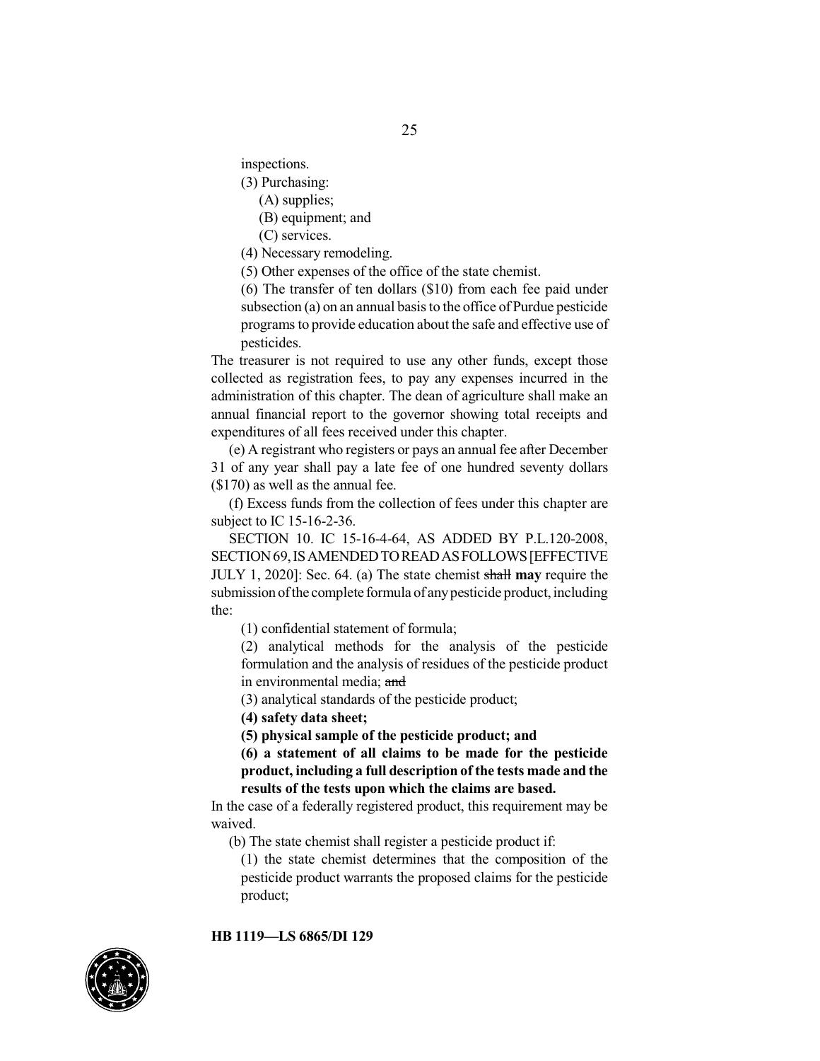inspections.

(3) Purchasing:

(A) supplies;

(B) equipment; and

(C) services.

(4) Necessary remodeling.

(5) Other expenses of the office of the state chemist.

(6) The transfer of ten dollars ($10) from each fee paid under subsection (a) on an annual basis to the office of Purdue pesticide programs to provide education about the safe and effective use of pesticides.

The treasurer is not required to use any other funds, except those collected as registration fees, to pay any expenses incurred in the administration of this chapter. The dean of agriculture shall make an annual financial report to the governor showing total receipts and expenditures of all fees received under this chapter.

(e) A registrant who registers or pays an annual fee after December 31 of any year shall pay a late fee of one hundred seventy dollars ($170) as well as the annual fee.

(f) Excess funds from the collection of fees under this chapter are subject to IC 15-16-2-36.

SECTION 10. IC 15-16-4-64, AS ADDED BY P.L.120-2008, SECTION 69, IS AMENDED TO READ AS FOLLOWS [EFFECTIVE JULY 1, 2020]: Sec. 64. (a) The state chemist ~~shall~~ **may** require the submission of the complete formula of any pesticide product, including the:

(1) confidential statement of formula;

(2) analytical methods for the analysis of the pesticide formulation and the analysis of residues of the pesticide product in environmental media; ~~and~~

(3) analytical standards of the pesticide product;

**(4) safety data sheet;**

**(5) physical sample of the pesticide product; and**

**(6) a statement of all claims to be made for the pesticide product, including a full description of the tests made and the results of the tests upon which the claims are based.**

In the case of a federally registered product, this requirement may be waived.

(b) The state chemist shall register a pesticide product if:

(1) the state chemist determines that the composition of the pesticide product warrants the proposed claims for the pesticide product;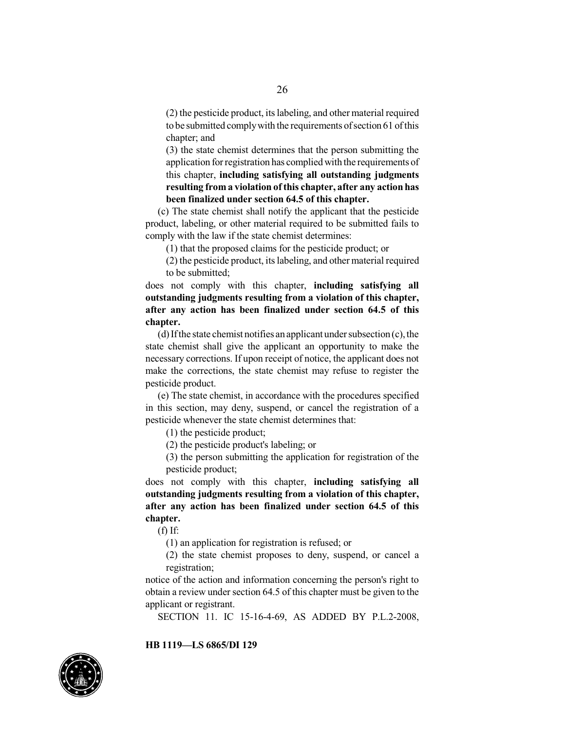(2) the pesticide product, its labeling, and other material required to be submitted comply with the requirements of section 61 of this chapter; and

(3) the state chemist determines that the person submitting the application for registration has complied with the requirements of this chapter, **including satisfying all outstanding judgments resulting from a violation of this chapter, after any action has been finalized under section 64.5 of this chapter.**

(c) The state chemist shall notify the applicant that the pesticide product, labeling, or other material required to be submitted fails to comply with the law if the state chemist determines:

(1) that the proposed claims for the pesticide product; or

(2) the pesticide product, its labeling, and other material required to be submitted;

does not comply with this chapter, **including satisfying all outstanding judgments resulting from a violation of this chapter, after any action has been finalized under section 64.5 of this chapter.**

(d) If the state chemist notifies an applicant under subsection (c), the state chemist shall give the applicant an opportunity to make the necessary corrections. If upon receipt of notice, the applicant does not make the corrections, the state chemist may refuse to register the pesticide product.

(e) The state chemist, in accordance with the procedures specified in this section, may deny, suspend, or cancel the registration of a pesticide whenever the state chemist determines that:

(1) the pesticide product;

(2) the pesticide product's labeling; or

(3) the person submitting the application for registration of the pesticide product;

does not comply with this chapter, **including satisfying all outstanding judgments resulting from a violation of this chapter, after any action has been finalized under section 64.5 of this chapter.**

(f) If:

(1) an application for registration is refused; or

(2) the state chemist proposes to deny, suspend, or cancel a registration;

notice of the action and information concerning the person's right to obtain a review under section 64.5 of this chapter must be given to the applicant or registrant.

SECTION 11. IC 15-16-4-69, AS ADDED BY P.L.2-2008,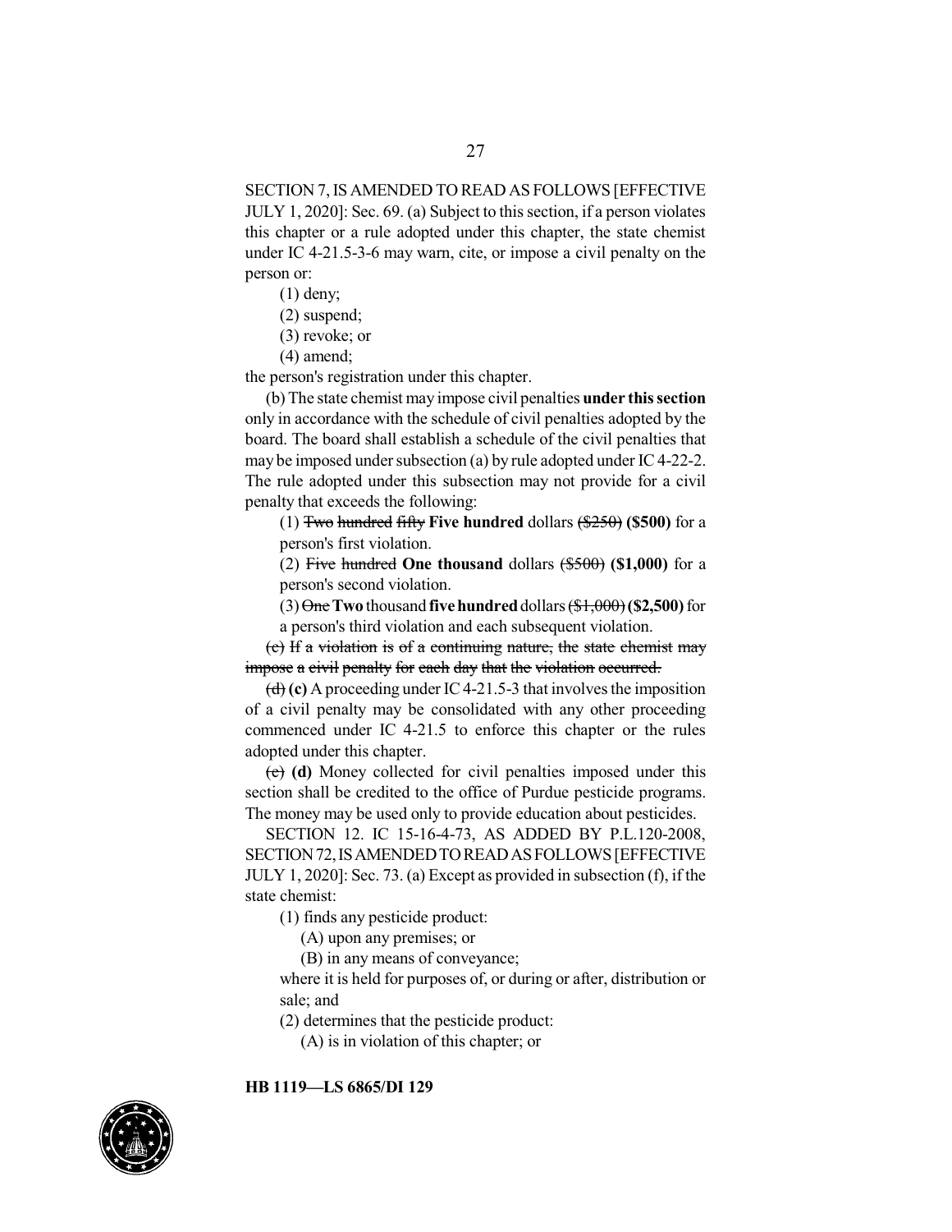SECTION 7, IS AMENDED TO READ AS FOLLOWS [EFFECTIVE JULY 1, 2020]: Sec. 69. (a) Subject to this section, if a person violates this chapter or a rule adopted under this chapter, the state chemist under IC 4-21.5-3-6 may warn, cite, or impose a civil penalty on the person or:

(1) deny;

(2) suspend;

(3) revoke; or

(4) amend;

the person's registration under this chapter.

(b) The state chemist may impose civil penalties **under this section** only in accordance with the schedule of civil penalties adopted by the board. The board shall establish a schedule of the civil penalties that may be imposed under subsection (a) by rule adopted under IC 4-22-2. The rule adopted under this subsection may not provide for a civil penalty that exceeds the following:

(1) ~~Two hundred fifty~~ **Five hundred** dollars ~~($250)~~ **($500)** for a person's first violation.

(2) ~~Five hundred~~ **One thousand** dollars ~~($500)~~ **($1,000)** for a person's second violation.

(3) ~~One~~ **Two** thousand **five hundred** dollars ~~($1,000)~~ **($2,500)** for a person's third violation and each subsequent violation.

~~(c) If a violation is of a continuing nature, the state chemist may impose a civil penalty for each day that the violation occurred.~~

~~(d)~~ **(c)** A proceeding under IC 4-21.5-3 that involves the imposition of a civil penalty may be consolidated with any other proceeding commenced under IC 4-21.5 to enforce this chapter or the rules adopted under this chapter.

~~(e)~~ **(d)** Money collected for civil penalties imposed under this section shall be credited to the office of Purdue pesticide programs. The money may be used only to provide education about pesticides.

SECTION 12. IC 15-16-4-73, AS ADDED BY P.L.120-2008, SECTION 72, IS AMENDED TO READ AS FOLLOWS [EFFECTIVE JULY 1, 2020]: Sec. 73. (a) Except as provided in subsection (f), if the state chemist:

(1) finds any pesticide product:

(A) upon any premises; or

(B) in any means of conveyance;

where it is held for purposes of, or during or after, distribution or sale; and

(2) determines that the pesticide product:

(A) is in violation of this chapter; or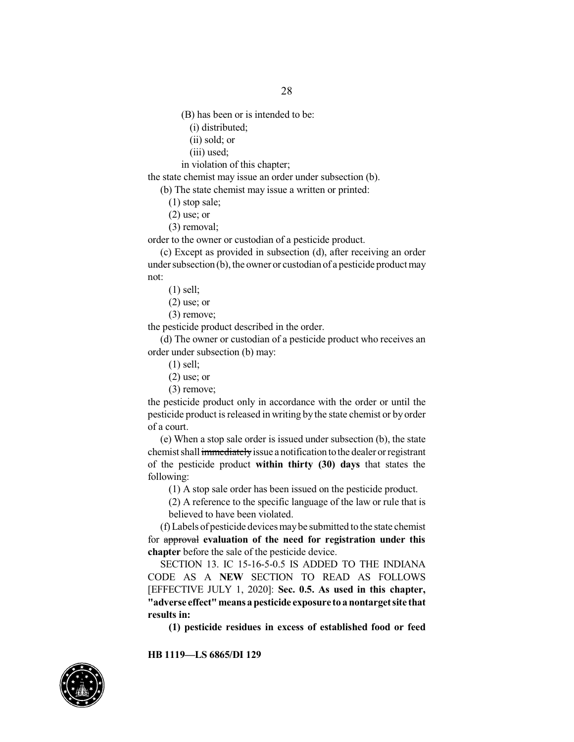(B) has been or is intended to be:

(i) distributed;

(ii) sold; or

(iii) used;

in violation of this chapter;

the state chemist may issue an order under subsection (b).

(b) The state chemist may issue a written or printed:

(1) stop sale;

(2) use; or

(3) removal;

order to the owner or custodian of a pesticide product.

(c) Except as provided in subsection (d), after receiving an order under subsection (b), the owner or custodian of a pesticide product may not:

(1) sell;

(2) use; or

(3) remove;

the pesticide product described in the order.

(d) The owner or custodian of a pesticide product who receives an order under subsection (b) may:

(1) sell;

(2) use; or

(3) remove;

the pesticide product only in accordance with the order or until the pesticide product is released in writing by the state chemist or by order of a court.

(e) When a stop sale order is issued under subsection (b), the state chemist shall ~~immediately~~ issue a notification to the dealer or registrant of the pesticide product **within thirty (30) days** that states the following:

(1) A stop sale order has been issued on the pesticide product.

(2) A reference to the specific language of the law or rule that is believed to have been violated.

(f) Labels of pesticide devices may be submitted to the state chemist for ~~approval~~ **evaluation of the need for registration under this chapter** before the sale of the pesticide device.

SECTION 13. IC 15-16-5-0.5 IS ADDED TO THE INDIANA CODE AS A **NEW** SECTION TO READ AS FOLLOWS [EFFECTIVE JULY 1, 2020]: **Sec. 0.5. As used in this chapter, "adverse effect" means a pesticide exposure to a nontarget site that results in:**

**(1) pesticide residues in excess of established food or feed**

HB 1119—LS 6865/DI 129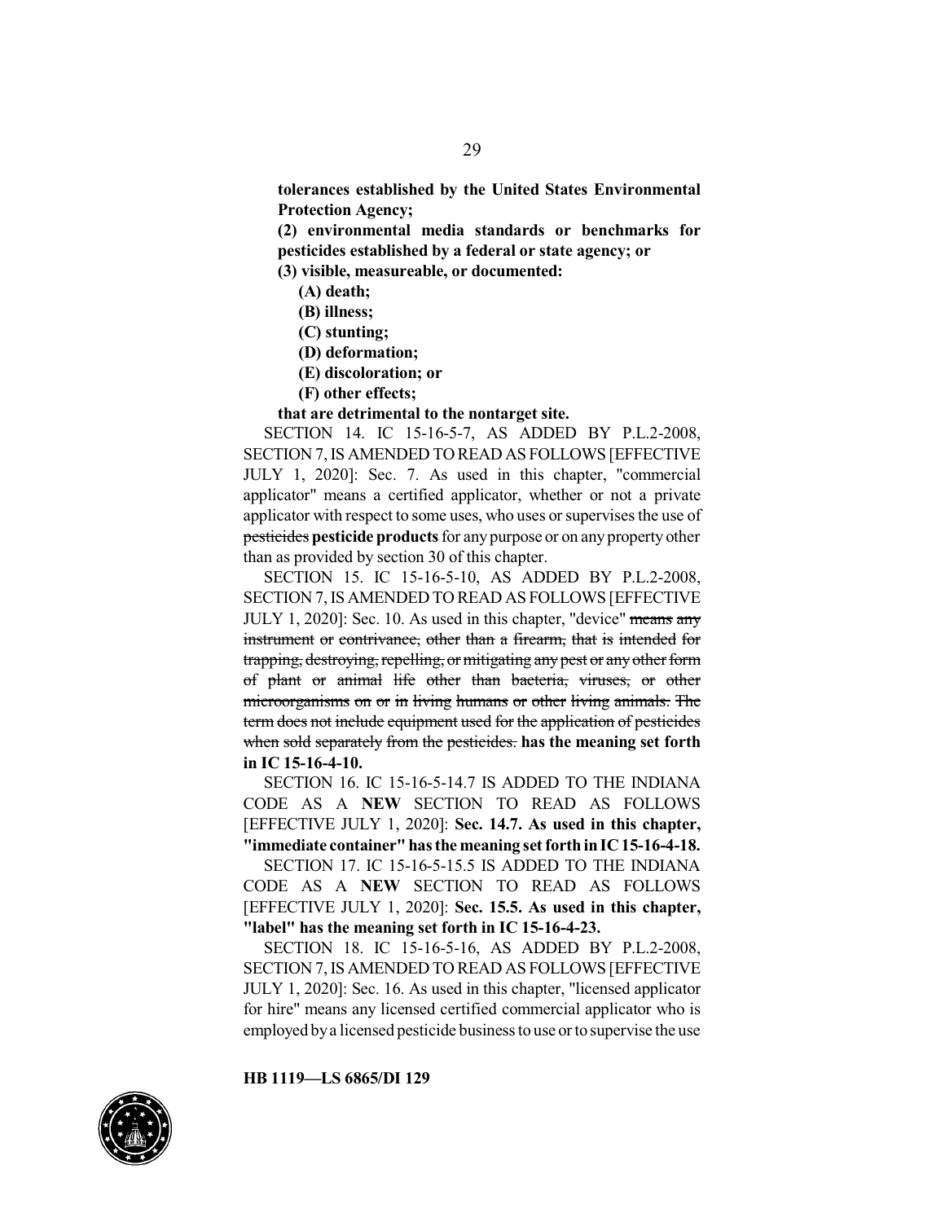**tolerances established by the United States Environmental Protection Agency;**

**(2) environmental media standards or benchmarks for pesticides established by a federal or state agency; or**

**(3) visible, measureable, or documented:**

**(A) death;**

**(B) illness;**

**(C) stunting;**

**(D) deformation;**

**(E) discoloration; or**

**(F) other effects;**

**that are detrimental to the nontarget site.**

SECTION 14. IC 15-16-5-7, AS ADDED BY P.L.2-2008, SECTION 7, IS AMENDED TO READ AS FOLLOWS [EFFECTIVE JULY 1, 2020]: Sec. 7. As used in this chapter, "commercial applicator" means a certified applicator, whether or not a private applicator with respect to some uses, who uses or supervises the use of ~~pesticides~~ **pesticide products** for any purpose or on any property other than as provided by section 30 of this chapter.

SECTION 15. IC 15-16-5-10, AS ADDED BY P.L.2-2008, SECTION 7, IS AMENDED TO READ AS FOLLOWS [EFFECTIVE JULY 1, 2020]: Sec. 10. As used in this chapter, "device" ~~means any instrument or contrivance, other than a firearm, that is intended for trapping, destroying, repelling, or mitigating any pest or any other form of plant or animal life other than bacteria, viruses, or other microorganisms on or in living humans or other living animals. The term does not include equipment used for the application of pesticides when sold separately from the pesticides.~~ **has the meaning set forth in IC 15-16-4-10.**

SECTION 16. IC 15-16-5-14.7 IS ADDED TO THE INDIANA CODE AS A **NEW** SECTION TO READ AS FOLLOWS [EFFECTIVE JULY 1, 2020]: **Sec. 14.7. As used in this chapter, "immediate container" has the meaning set forth in IC 15-16-4-18.**

SECTION 17. IC 15-16-5-15.5 IS ADDED TO THE INDIANA CODE AS A **NEW** SECTION TO READ AS FOLLOWS [EFFECTIVE JULY 1, 2020]: **Sec. 15.5. As used in this chapter, "label" has the meaning set forth in IC 15-16-4-23.**

SECTION 18. IC 15-16-5-16, AS ADDED BY P.L.2-2008, SECTION 7, IS AMENDED TO READ AS FOLLOWS [EFFECTIVE JULY 1, 2020]: Sec. 16. As used in this chapter, "licensed applicator for hire" means any licensed certified commercial applicator who is employed by a licensed pesticide business to use or to supervise the use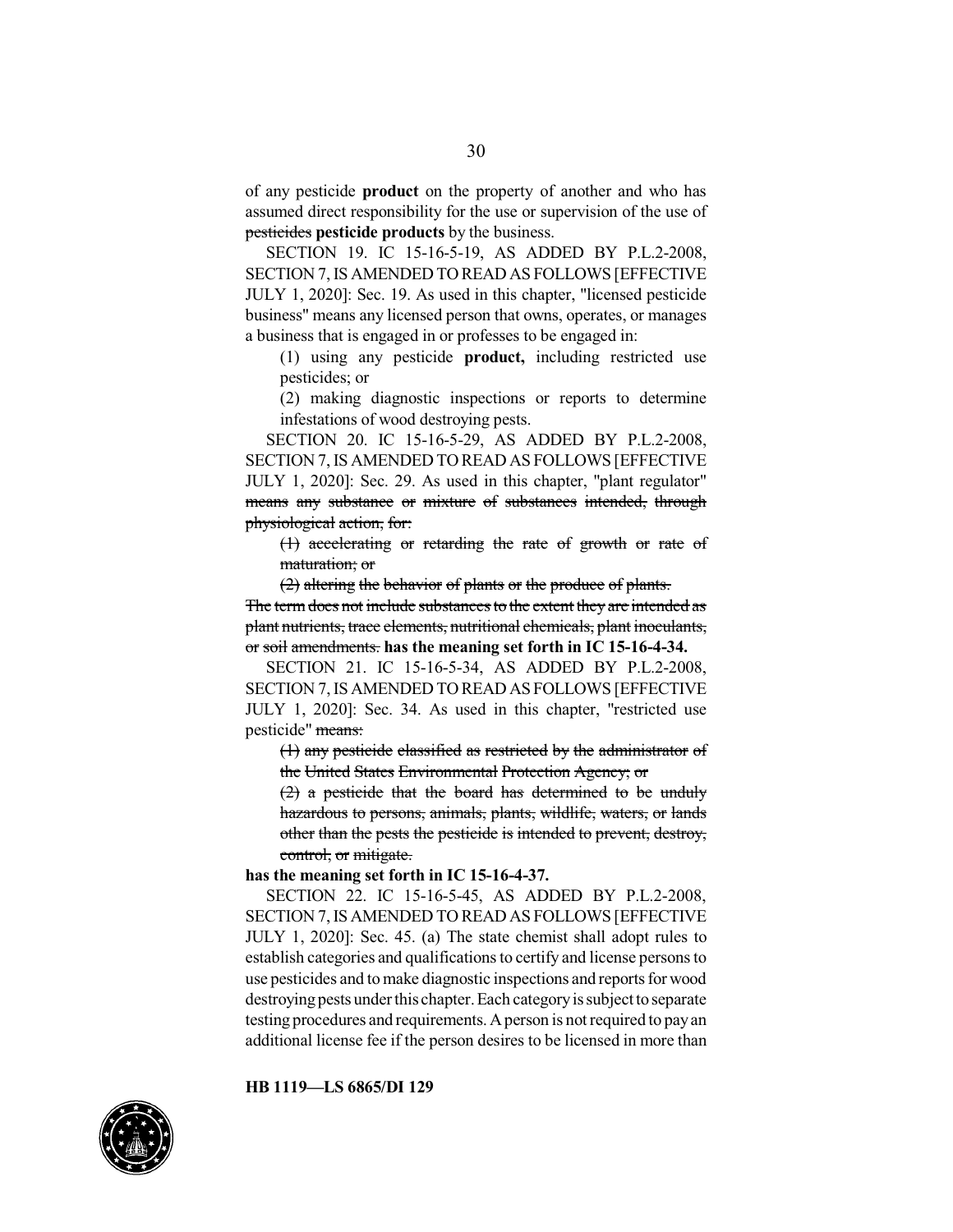of any pesticide **product** on the property of another and who has assumed direct responsibility for the use or supervision of the use of ~~pesticides~~ **pesticide products** by the business.

SECTION 19. IC 15-16-5-19, AS ADDED BY P.L.2-2008, SECTION 7, IS AMENDED TO READ AS FOLLOWS [EFFECTIVE JULY 1, 2020]: Sec. 19. As used in this chapter, "licensed pesticide business" means any licensed person that owns, operates, or manages a business that is engaged in or professes to be engaged in:

(1) using any pesticide **product,** including restricted use pesticides; or

(2) making diagnostic inspections or reports to determine infestations of wood destroying pests.

SECTION 20. IC 15-16-5-29, AS ADDED BY P.L.2-2008, SECTION 7, IS AMENDED TO READ AS FOLLOWS [EFFECTIVE JULY 1, 2020]: Sec. 29. As used in this chapter, "plant regulator" ~~means any substance or mixture of substances intended, through physiological action, for:~~

~~(1) accelerating or retarding the rate of growth or rate of maturation; or~~

~~(2) altering the behavior of plants or the produce of plants.~~

~~The term does not include substances to the extent they are intended as plant nutrients, trace elements, nutritional chemicals, plant inoculants, or soil amendments.~~ **has the meaning set forth in IC 15-16-4-34.**

SECTION 21. IC 15-16-5-34, AS ADDED BY P.L.2-2008, SECTION 7, IS AMENDED TO READ AS FOLLOWS [EFFECTIVE JULY 1, 2020]: Sec. 34. As used in this chapter, "restricted use pesticide" ~~means:~~

~~(1) any pesticide classified as restricted by the administrator of the United States Environmental Protection Agency; or~~

~~(2) a pesticide that the board has determined to be unduly hazardous to persons, animals, plants, wildlife, waters, or lands other than the pests the pesticide is intended to prevent, destroy, control, or mitigate.~~

**has the meaning set forth in IC 15-16-4-37.**

SECTION 22. IC 15-16-5-45, AS ADDED BY P.L.2-2008, SECTION 7, IS AMENDED TO READ AS FOLLOWS [EFFECTIVE JULY 1, 2020]: Sec. 45. (a) The state chemist shall adopt rules to establish categories and qualifications to certify and license persons to use pesticides and to make diagnostic inspections and reports for wood destroying pests under this chapter. Each category is subject to separate testing procedures and requirements. A person is not required to pay an additional license fee if the person desires to be licensed in more than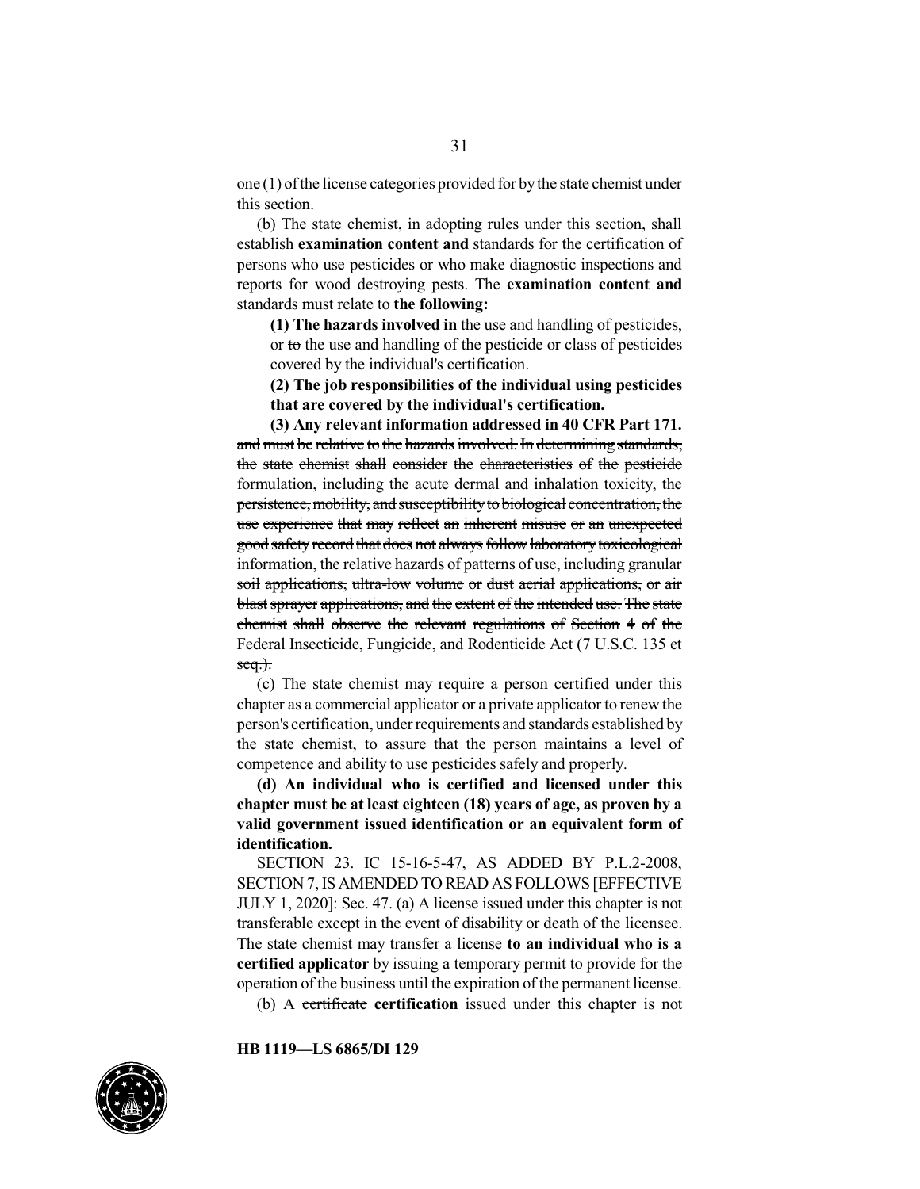one (1) of the license categories provided for by the state chemist under this section.

(b) The state chemist, in adopting rules under this section, shall establish **examination content and** standards for the certification of persons who use pesticides or who make diagnostic inspections and reports for wood destroying pests. The **examination content and** standards must relate to **the following:**

**(1) The hazards involved in** the use and handling of pesticides, or ~~to~~ the use and handling of the pesticide or class of pesticides covered by the individual's certification.

**(2) The job responsibilities of the individual using pesticides that are covered by the individual's certification.**

**(3) Any relevant information addressed in 40 CFR Part 171.**

~~and must be relative to the hazards involved. In determining standards, the state chemist shall consider the characteristics of the pesticide formulation, including the acute dermal and inhalation toxicity, the persistence, mobility, and susceptibility to biological concentration, the use experience that may reflect an inherent misuse or an unexpected good safety record that does not always follow laboratory toxicological information, the relative hazards of patterns of use, including granular soil applications, ultra-low volume or dust aerial applications, or air blast sprayer applications, and the extent of the intended use. The state chemist shall observe the relevant regulations of Section 4 of the Federal Insecticide, Fungicide, and Rodenticide Act (7 U.S.C. 135 et seq.).~~

(c) The state chemist may require a person certified under this chapter as a commercial applicator or a private applicator to renew the person's certification, under requirements and standards established by the state chemist, to assure that the person maintains a level of competence and ability to use pesticides safely and properly.

**(d) An individual who is certified and licensed under this chapter must be at least eighteen (18) years of age, as proven by a valid government issued identification or an equivalent form of identification.**

SECTION 23. IC 15-16-5-47, AS ADDED BY P.L.2-2008, SECTION 7, IS AMENDED TO READ AS FOLLOWS [EFFECTIVE JULY 1, 2020]: Sec. 47. (a) A license issued under this chapter is not transferable except in the event of disability or death of the licensee. The state chemist may transfer a license **to an individual who is a certified applicator** by issuing a temporary permit to provide for the operation of the business until the expiration of the permanent license.

(b) A ~~certificate~~ **certification** issued under this chapter is not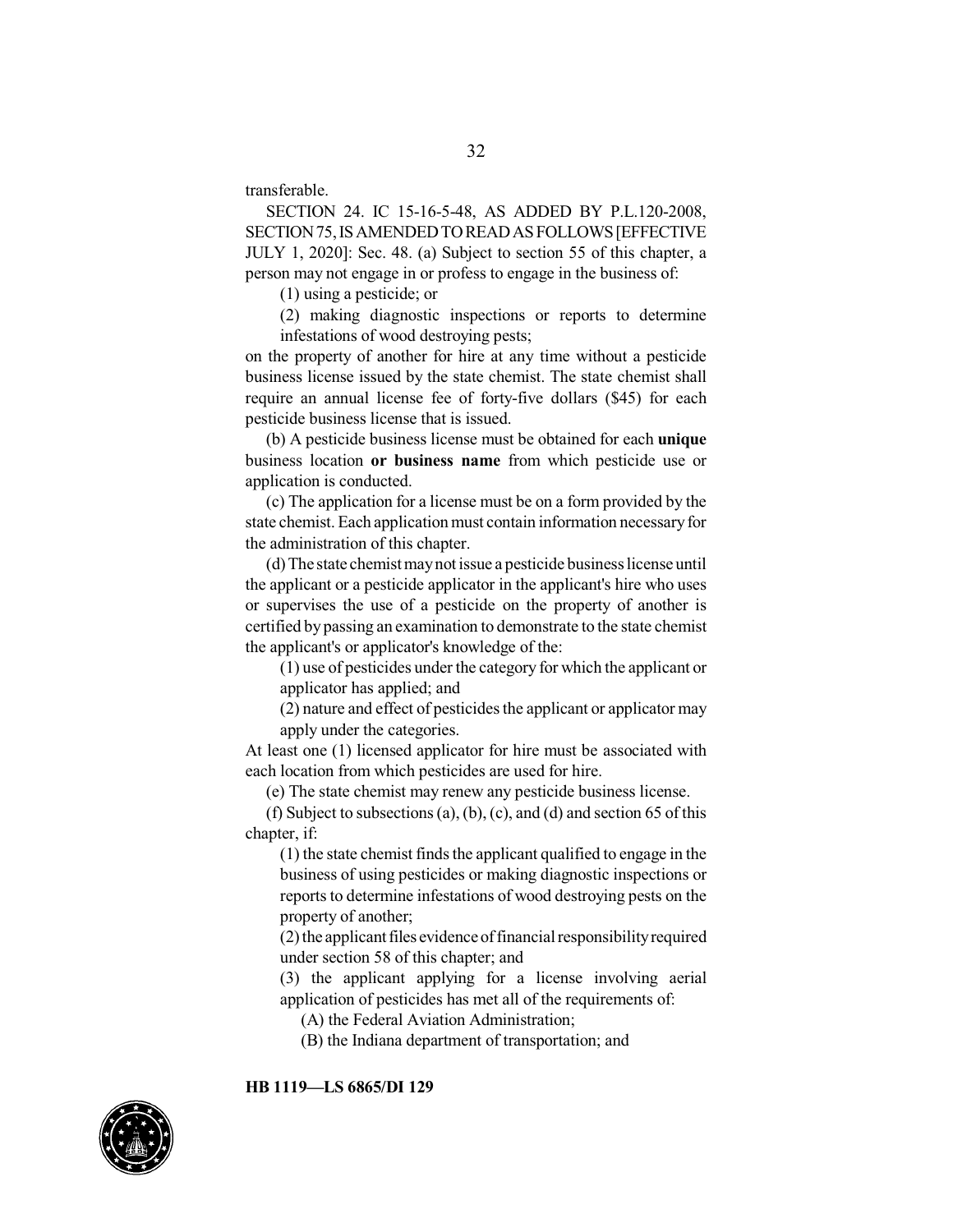transferable.

SECTION 24. IC 15-16-5-48, AS ADDED BY P.L.120-2008, SECTION 75, IS AMENDED TO READ AS FOLLOWS [EFFECTIVE JULY 1, 2020]: Sec. 48. (a) Subject to section 55 of this chapter, a person may not engage in or profess to engage in the business of:

(1) using a pesticide; or

(2) making diagnostic inspections or reports to determine infestations of wood destroying pests;

on the property of another for hire at any time without a pesticide business license issued by the state chemist. The state chemist shall require an annual license fee of forty-five dollars ($45) for each pesticide business license that is issued.

(b) A pesticide business license must be obtained for each **unique** business location **or business name** from which pesticide use or application is conducted.

(c) The application for a license must be on a form provided by the state chemist. Each application must contain information necessary for the administration of this chapter.

(d) The state chemist may not issue a pesticide business license until the applicant or a pesticide applicator in the applicant's hire who uses or supervises the use of a pesticide on the property of another is certified by passing an examination to demonstrate to the state chemist the applicant's or applicator's knowledge of the:

(1) use of pesticides under the category for which the applicant or applicator has applied; and

(2) nature and effect of pesticides the applicant or applicator may apply under the categories.

At least one (1) licensed applicator for hire must be associated with each location from which pesticides are used for hire.

(e) The state chemist may renew any pesticide business license.

(f) Subject to subsections (a), (b), (c), and (d) and section 65 of this chapter, if:

(1) the state chemist finds the applicant qualified to engage in the business of using pesticides or making diagnostic inspections or reports to determine infestations of wood destroying pests on the property of another;

(2) the applicant files evidence of financial responsibility required under section 58 of this chapter; and

(3) the applicant applying for a license involving aerial application of pesticides has met all of the requirements of:

(A) the Federal Aviation Administration;

(B) the Indiana department of transportation; and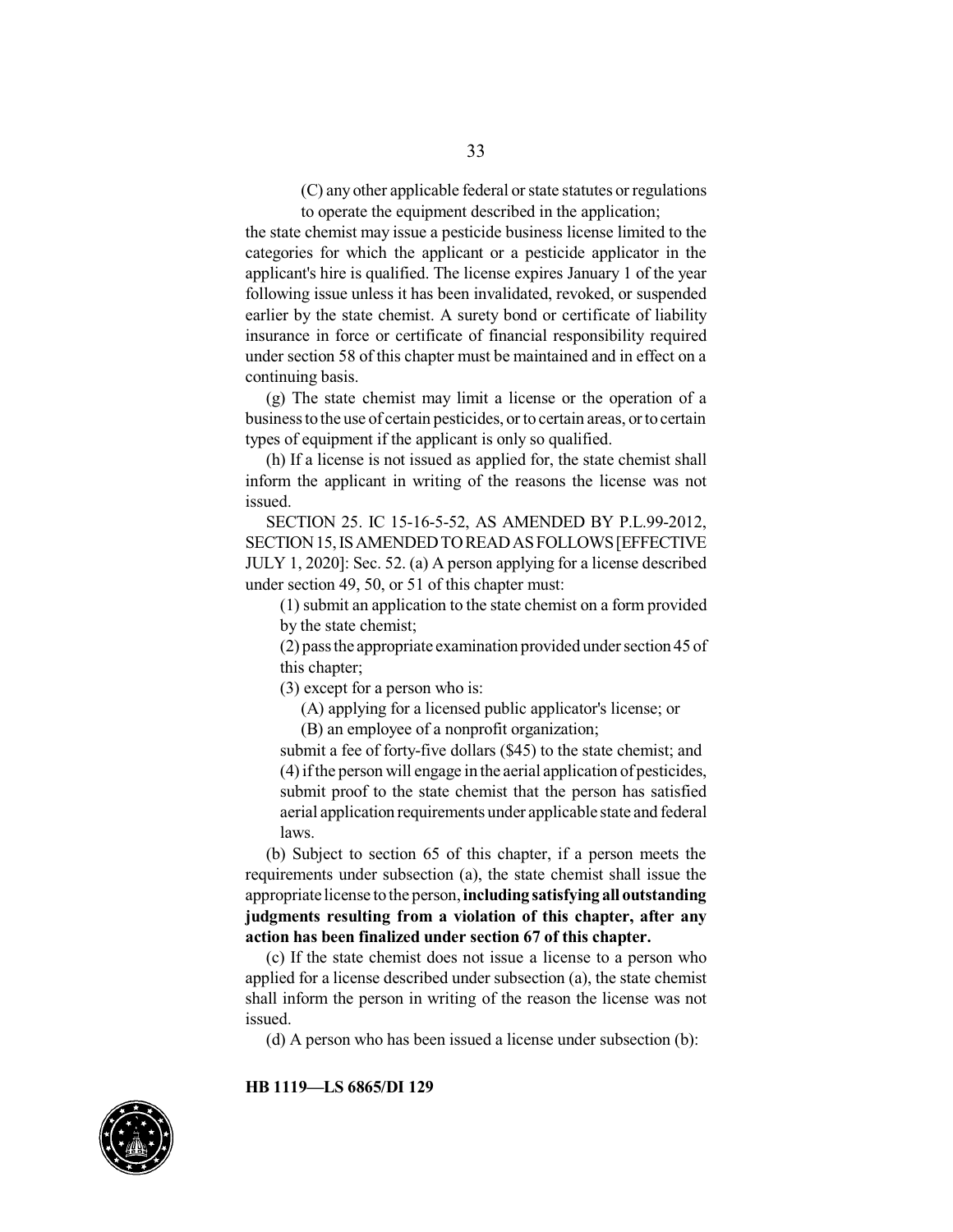(C) any other applicable federal or state statutes or regulations to operate the equipment described in the application;

the state chemist may issue a pesticide business license limited to the categories for which the applicant or a pesticide applicator in the applicant's hire is qualified. The license expires January 1 of the year following issue unless it has been invalidated, revoked, or suspended earlier by the state chemist. A surety bond or certificate of liability insurance in force or certificate of financial responsibility required under section 58 of this chapter must be maintained and in effect on a continuing basis.

(g) The state chemist may limit a license or the operation of a business to the use of certain pesticides, or to certain areas, or to certain types of equipment if the applicant is only so qualified.

(h) If a license is not issued as applied for, the state chemist shall inform the applicant in writing of the reasons the license was not issued.

SECTION 25. IC 15-16-5-52, AS AMENDED BY P.L.99-2012, SECTION 15, IS AMENDED TO READ AS FOLLOWS [EFFECTIVE JULY 1, 2020]: Sec. 52. (a) A person applying for a license described under section 49, 50, or 51 of this chapter must:

(1) submit an application to the state chemist on a form provided by the state chemist;

(2) pass the appropriate examination provided under section 45 of this chapter;

(3) except for a person who is:

(A) applying for a licensed public applicator's license; or

(B) an employee of a nonprofit organization;

submit a fee of forty-five dollars ($45) to the state chemist; and

(4) if the person will engage in the aerial application of pesticides, submit proof to the state chemist that the person has satisfied aerial application requirements under applicable state and federal laws.

(b) Subject to section 65 of this chapter, if a person meets the requirements under subsection (a), the state chemist shall issue the appropriate license to the person, **including satisfying all outstanding judgments resulting from a violation of this chapter, after any action has been finalized under section 67 of this chapter.**

(c) If the state chemist does not issue a license to a person who applied for a license described under subsection (a), the state chemist shall inform the person in writing of the reason the license was not issued.

(d) A person who has been issued a license under subsection (b):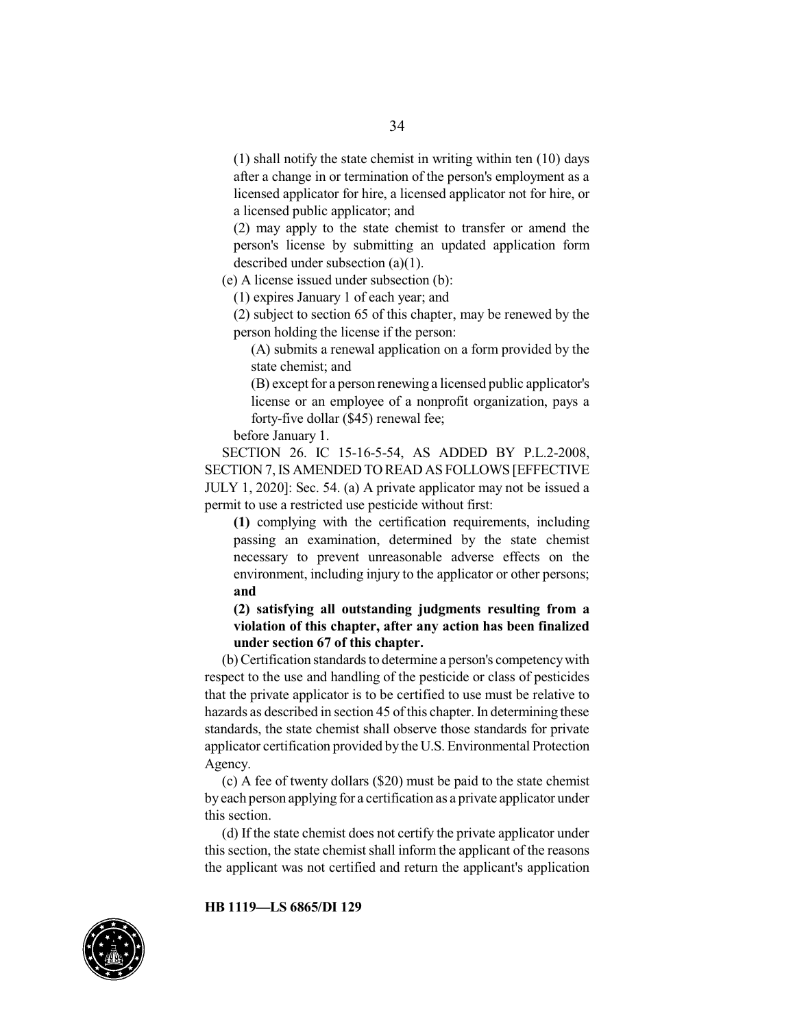(1) shall notify the state chemist in writing within ten (10) days after a change in or termination of the person's employment as a licensed applicator for hire, a licensed applicator not for hire, or a licensed public applicator; and

(2) may apply to the state chemist to transfer or amend the person's license by submitting an updated application form described under subsection (a)(1).

(e) A license issued under subsection (b):

(1) expires January 1 of each year; and

(2) subject to section 65 of this chapter, may be renewed by the person holding the license if the person:

(A) submits a renewal application on a form provided by the state chemist; and

(B) except for a person renewing a licensed public applicator's license or an employee of a nonprofit organization, pays a forty-five dollar ($45) renewal fee;

before January 1.

SECTION 26. IC 15-16-5-54, AS ADDED BY P.L.2-2008, SECTION 7, IS AMENDED TO READ AS FOLLOWS [EFFECTIVE JULY 1, 2020]: Sec. 54. (a) A private applicator may not be issued a permit to use a restricted use pesticide without first:

**(1)** complying with the certification requirements, including passing an examination, determined by the state chemist necessary to prevent unreasonable adverse effects on the environment, including injury to the applicator or other persons; **and**

**(2) satisfying all outstanding judgments resulting from a violation of this chapter, after any action has been finalized under section 67 of this chapter.**

(b) Certification standards to determine a person's competency with respect to the use and handling of the pesticide or class of pesticides that the private applicator is to be certified to use must be relative to hazards as described in section 45 of this chapter. In determining these standards, the state chemist shall observe those standards for private applicator certification provided by the U.S. Environmental Protection Agency.

(c) A fee of twenty dollars ($20) must be paid to the state chemist by each person applying for a certification as a private applicator under this section.

(d) If the state chemist does not certify the private applicator under this section, the state chemist shall inform the applicant of the reasons the applicant was not certified and return the applicant's application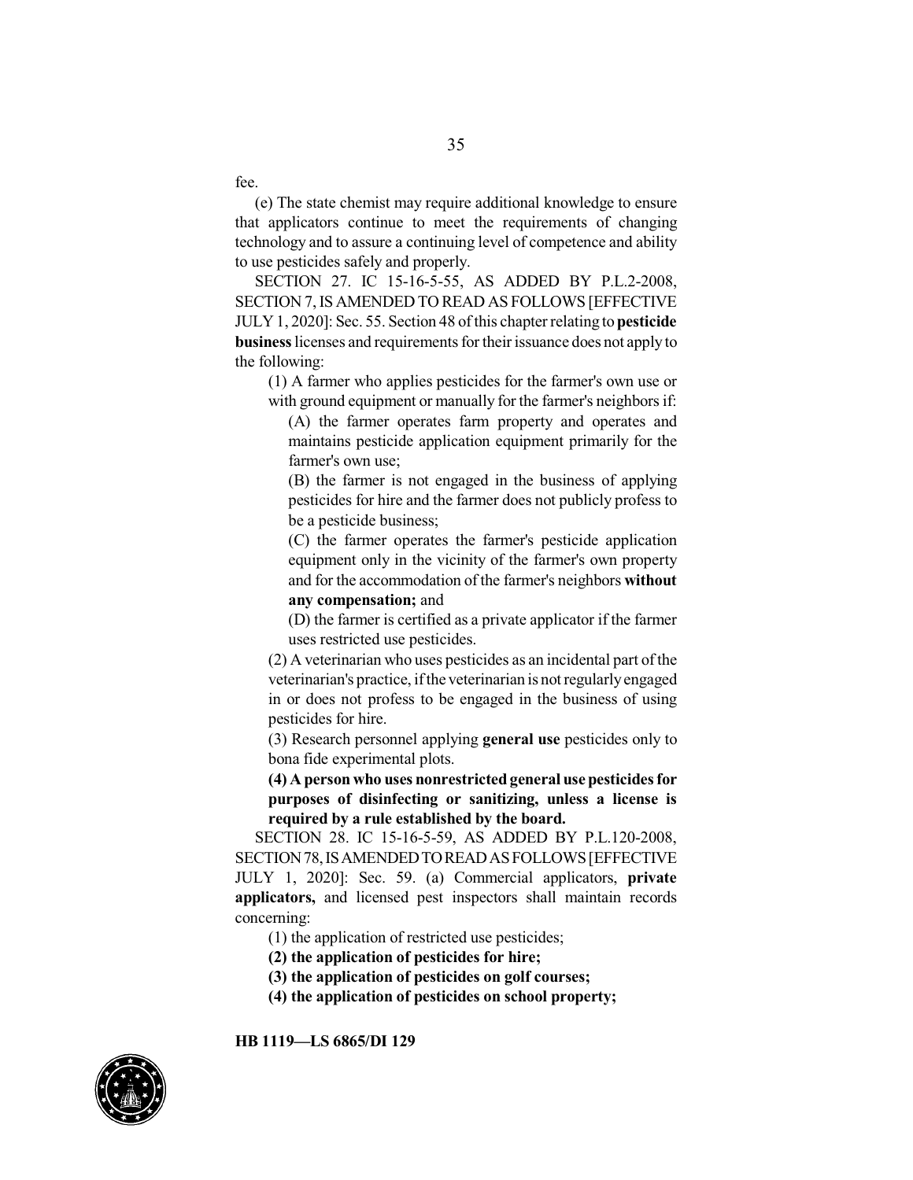fee.

(e) The state chemist may require additional knowledge to ensure that applicators continue to meet the requirements of changing technology and to assure a continuing level of competence and ability to use pesticides safely and properly.

SECTION 27. IC 15-16-5-55, AS ADDED BY P.L.2-2008, SECTION 7, IS AMENDED TO READ AS FOLLOWS [EFFECTIVE JULY 1, 2020]: Sec. 55. Section 48 of this chapter relating to **pesticide business** licenses and requirements for their issuance does not apply to the following:

(1) A farmer who applies pesticides for the farmer's own use or with ground equipment or manually for the farmer's neighbors if:

(A) the farmer operates farm property and operates and maintains pesticide application equipment primarily for the farmer's own use;

(B) the farmer is not engaged in the business of applying pesticides for hire and the farmer does not publicly profess to be a pesticide business;

(C) the farmer operates the farmer's pesticide application equipment only in the vicinity of the farmer's own property and for the accommodation of the farmer's neighbors **without any compensation;** and

(D) the farmer is certified as a private applicator if the farmer uses restricted use pesticides.

(2) A veterinarian who uses pesticides as an incidental part of the veterinarian's practice, if the veterinarian is not regularly engaged in or does not profess to be engaged in the business of using pesticides for hire.

(3) Research personnel applying **general use** pesticides only to bona fide experimental plots.

**(4) A person who uses nonrestricted general use pesticides for purposes of disinfecting or sanitizing, unless a license is required by a rule established by the board.**

SECTION 28. IC 15-16-5-59, AS ADDED BY P.L.120-2008, SECTION 78, IS AMENDED TO READ AS FOLLOWS [EFFECTIVE JULY 1, 2020]: Sec. 59. (a) Commercial applicators, **private applicators,** and licensed pest inspectors shall maintain records concerning:

(1) the application of restricted use pesticides;

**(2) the application of pesticides for hire;**

**(3) the application of pesticides on golf courses;**

**(4) the application of pesticides on school property;**

**HB 1119—LS 6865/DI 129**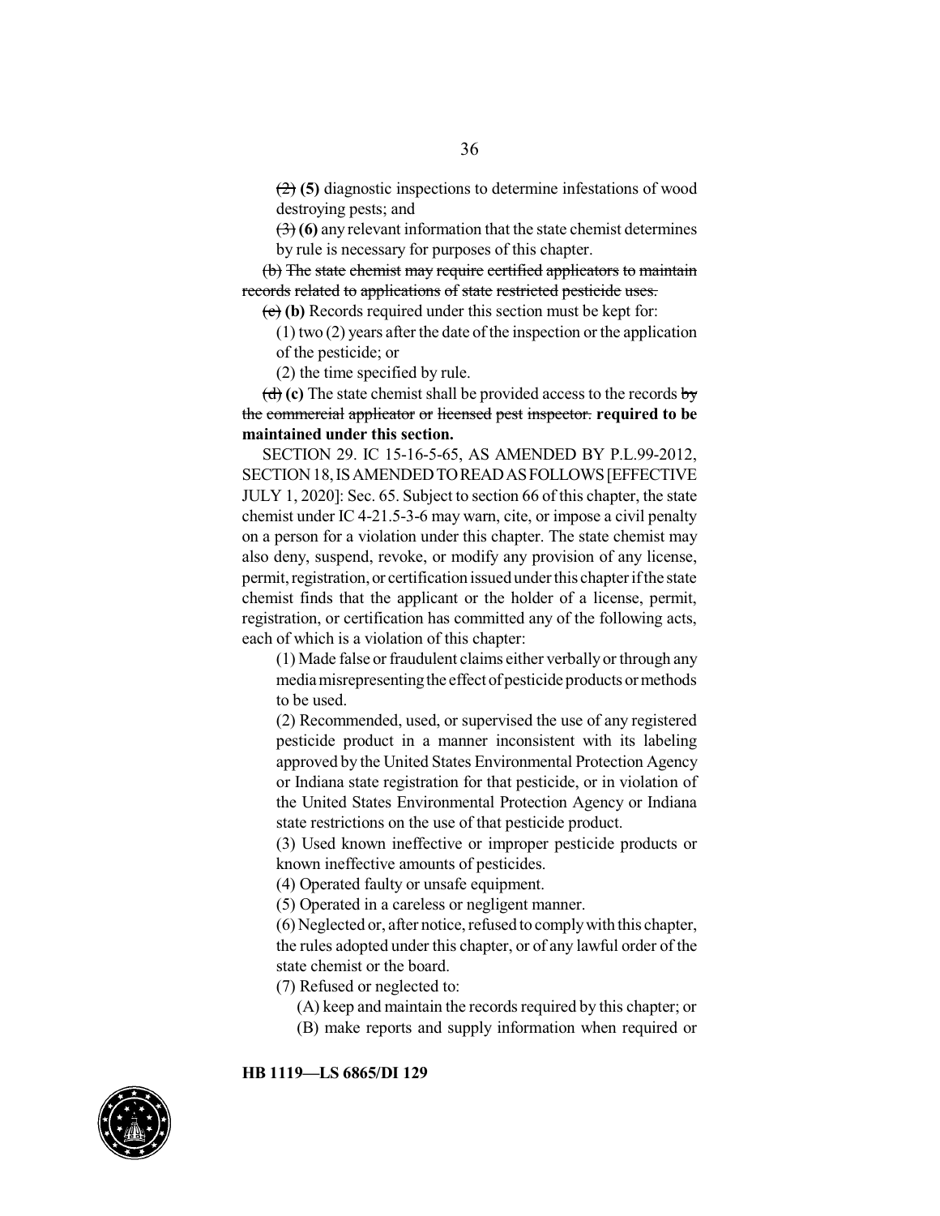~~(2)~~ **(5)** diagnostic inspections to determine infestations of wood destroying pests; and

~~(3)~~ **(6)** any relevant information that the state chemist determines by rule is necessary for purposes of this chapter.

~~(b) The state chemist may require certified applicators to maintain records related to applications of state restricted pesticide uses.~~

~~(c)~~ **(b)** Records required under this section must be kept for:

(1) two (2) years after the date of the inspection or the application of the pesticide; or

(2) the time specified by rule.

~~(d)~~ **(c)** The state chemist shall be provided access to the records ~~by the commercial applicator or licensed pest inspector.~~ **required to be maintained under this section.**

SECTION 29. IC 15-16-5-65, AS AMENDED BY P.L.99-2012, SECTION 18, IS AMENDED TO READ AS FOLLOWS [EFFECTIVE JULY 1, 2020]: Sec. 65. Subject to section 66 of this chapter, the state chemist under IC 4-21.5-3-6 may warn, cite, or impose a civil penalty on a person for a violation under this chapter. The state chemist may also deny, suspend, revoke, or modify any provision of any license, permit, registration, or certification issued under this chapter if the state chemist finds that the applicant or the holder of a license, permit, registration, or certification has committed any of the following acts, each of which is a violation of this chapter:

(1) Made false or fraudulent claims either verbally or through any media misrepresenting the effect of pesticide products or methods to be used.

(2) Recommended, used, or supervised the use of any registered pesticide product in a manner inconsistent with its labeling approved by the United States Environmental Protection Agency or Indiana state registration for that pesticide, or in violation of the United States Environmental Protection Agency or Indiana state restrictions on the use of that pesticide product.

(3) Used known ineffective or improper pesticide products or known ineffective amounts of pesticides.

(4) Operated faulty or unsafe equipment.

(5) Operated in a careless or negligent manner.

(6) Neglected or, after notice, refused to comply with this chapter, the rules adopted under this chapter, or of any lawful order of the state chemist or the board.

(7) Refused or neglected to:

(A) keep and maintain the records required by this chapter; or

(B) make reports and supply information when required or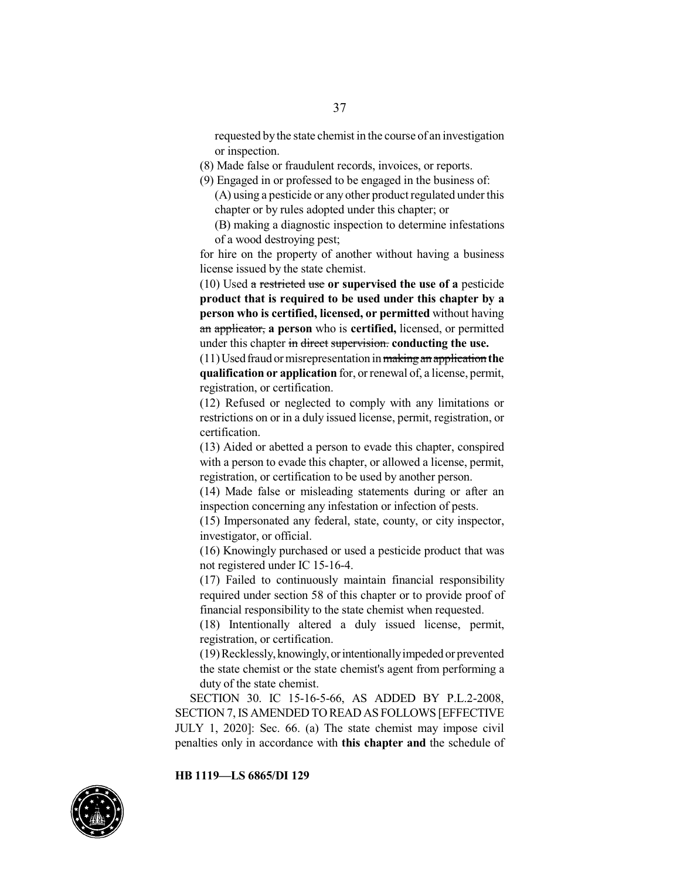requested by the state chemist in the course of an investigation or inspection.

(8) Made false or fraudulent records, invoices, or reports.

(9) Engaged in or professed to be engaged in the business of:

(A) using a pesticide or any other product regulated under this chapter or by rules adopted under this chapter; or

(B) making a diagnostic inspection to determine infestations of a wood destroying pest;

for hire on the property of another without having a business license issued by the state chemist.

(10) Used ~~a restricted use~~ **or supervised the use of a** pesticide **product that is required to be used under this chapter by a person who is certified, licensed, or permitted** without having ~~an applicator,~~ **a person** who is **certified,** licensed, or permitted under this chapter ~~in direct supervision.~~ **conducting the use.**

(11) Used fraud or misrepresentation in ~~making an application~~ **the qualification or application** for, or renewal of, a license, permit, registration, or certification.

(12) Refused or neglected to comply with any limitations or restrictions on or in a duly issued license, permit, registration, or certification.

(13) Aided or abetted a person to evade this chapter, conspired with a person to evade this chapter, or allowed a license, permit, registration, or certification to be used by another person.

(14) Made false or misleading statements during or after an inspection concerning any infestation or infection of pests.

(15) Impersonated any federal, state, county, or city inspector, investigator, or official.

(16) Knowingly purchased or used a pesticide product that was not registered under IC 15-16-4.

(17) Failed to continuously maintain financial responsibility required under section 58 of this chapter or to provide proof of financial responsibility to the state chemist when requested.

(18) Intentionally altered a duly issued license, permit, registration, or certification.

(19) Recklessly, knowingly, or intentionally impeded or prevented the state chemist or the state chemist's agent from performing a duty of the state chemist.

SECTION 30. IC 15-16-5-66, AS ADDED BY P.L.2-2008, SECTION 7, IS AMENDED TO READ AS FOLLOWS [EFFECTIVE JULY 1, 2020]: Sec. 66. (a) The state chemist may impose civil penalties only in accordance with **this chapter and** the schedule of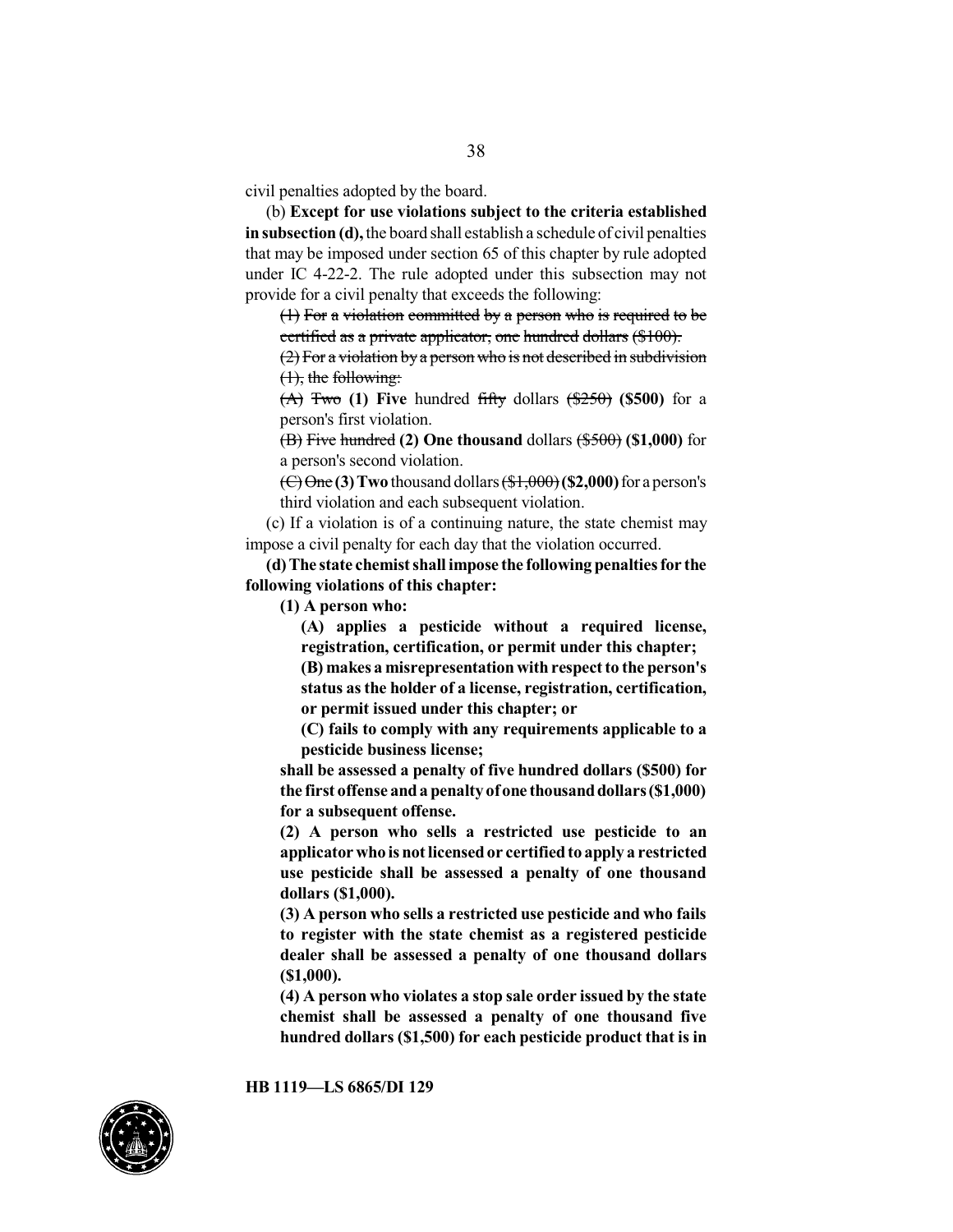civil penalties adopted by the board.

(b) **Except for use violations subject to the criteria established in subsection (d),** the board shall establish a schedule of civil penalties that may be imposed under section 65 of this chapter by rule adopted under IC 4-22-2. The rule adopted under this subsection may not provide for a civil penalty that exceeds the following:

~~(1) For a violation committed by a person who is required to be certified as a private applicator, one hundred dollars ($100).~~

~~(2) For a violation by a person who is not described in subdivision (1), the following:~~

~~(A)~~ ~~Two~~ **(1) Five** hundred ~~fifty~~ dollars ~~($250)~~ **($500)** for a person's first violation.

~~(B) Five hundred~~ **(2) One thousand** dollars ~~($500)~~ **($1,000)** for a person's second violation.

~~(C) One~~ **(3) Two** thousand dollars ~~($1,000)~~ **($2,000)** for a person's third violation and each subsequent violation.

(c) If a violation is of a continuing nature, the state chemist may impose a civil penalty for each day that the violation occurred.

**(d) The state chemist shall impose the following penalties for the following violations of this chapter:**

**(1) A person who:**

**(A) applies a pesticide without a required license, registration, certification, or permit under this chapter;**

**(B) makes a misrepresentation with respect to the person's status as the holder of a license, registration, certification, or permit issued under this chapter; or**

**(C) fails to comply with any requirements applicable to a pesticide business license;**

**shall be assessed a penalty of five hundred dollars ($500) for the first offense and a penalty of one thousand dollars ($1,000) for a subsequent offense.**

**(2) A person who sells a restricted use pesticide to an applicator who is not licensed or certified to apply a restricted use pesticide shall be assessed a penalty of one thousand dollars ($1,000).**

**(3) A person who sells a restricted use pesticide and who fails to register with the state chemist as a registered pesticide dealer shall be assessed a penalty of one thousand dollars ($1,000).**

**(4) A person who violates a stop sale order issued by the state chemist shall be assessed a penalty of one thousand five hundred dollars ($1,500) for each pesticide product that is in**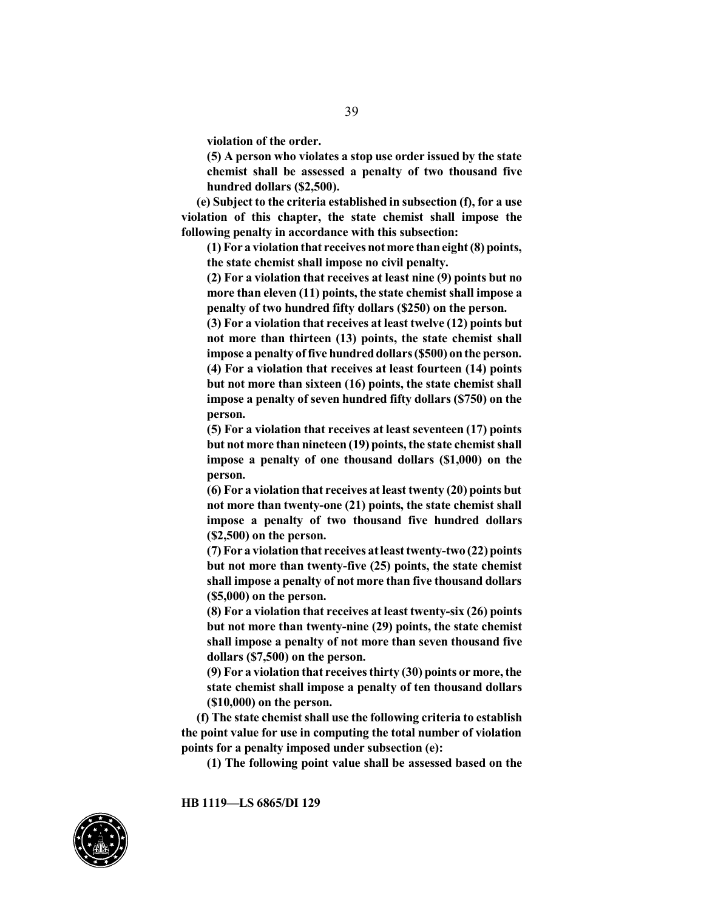**violation of the order.**

**(5) A person who violates a stop use order issued by the state chemist shall be assessed a penalty of two thousand five hundred dollars ($2,500).**

**(e) Subject to the criteria established in subsection (f), for a use violation of this chapter, the state chemist shall impose the following penalty in accordance with this subsection:**

**(1) For a violation that receives not more than eight (8) points, the state chemist shall impose no civil penalty.**

**(2) For a violation that receives at least nine (9) points but no more than eleven (11) points, the state chemist shall impose a penalty of two hundred fifty dollars ($250) on the person.**

**(3) For a violation that receives at least twelve (12) points but not more than thirteen (13) points, the state chemist shall impose a penalty of five hundred dollars ($500) on the person.**

**(4) For a violation that receives at least fourteen (14) points but not more than sixteen (16) points, the state chemist shall impose a penalty of seven hundred fifty dollars ($750) on the person.**

**(5) For a violation that receives at least seventeen (17) points but not more than nineteen (19) points, the state chemist shall impose a penalty of one thousand dollars ($1,000) on the person.**

**(6) For a violation that receives at least twenty (20) points but not more than twenty-one (21) points, the state chemist shall impose a penalty of two thousand five hundred dollars ($2,500) on the person.**

**(7) For a violation that receives at least twenty-two (22) points but not more than twenty-five (25) points, the state chemist shall impose a penalty of not more than five thousand dollars ($5,000) on the person.**

**(8) For a violation that receives at least twenty-six (26) points but not more than twenty-nine (29) points, the state chemist shall impose a penalty of not more than seven thousand five dollars ($7,500) on the person.**

**(9) For a violation that receives thirty (30) points or more, the state chemist shall impose a penalty of ten thousand dollars ($10,000) on the person.**

**(f) The state chemist shall use the following criteria to establish the point value for use in computing the total number of violation points for a penalty imposed under subsection (e):**

**(1) The following point value shall be assessed based on the**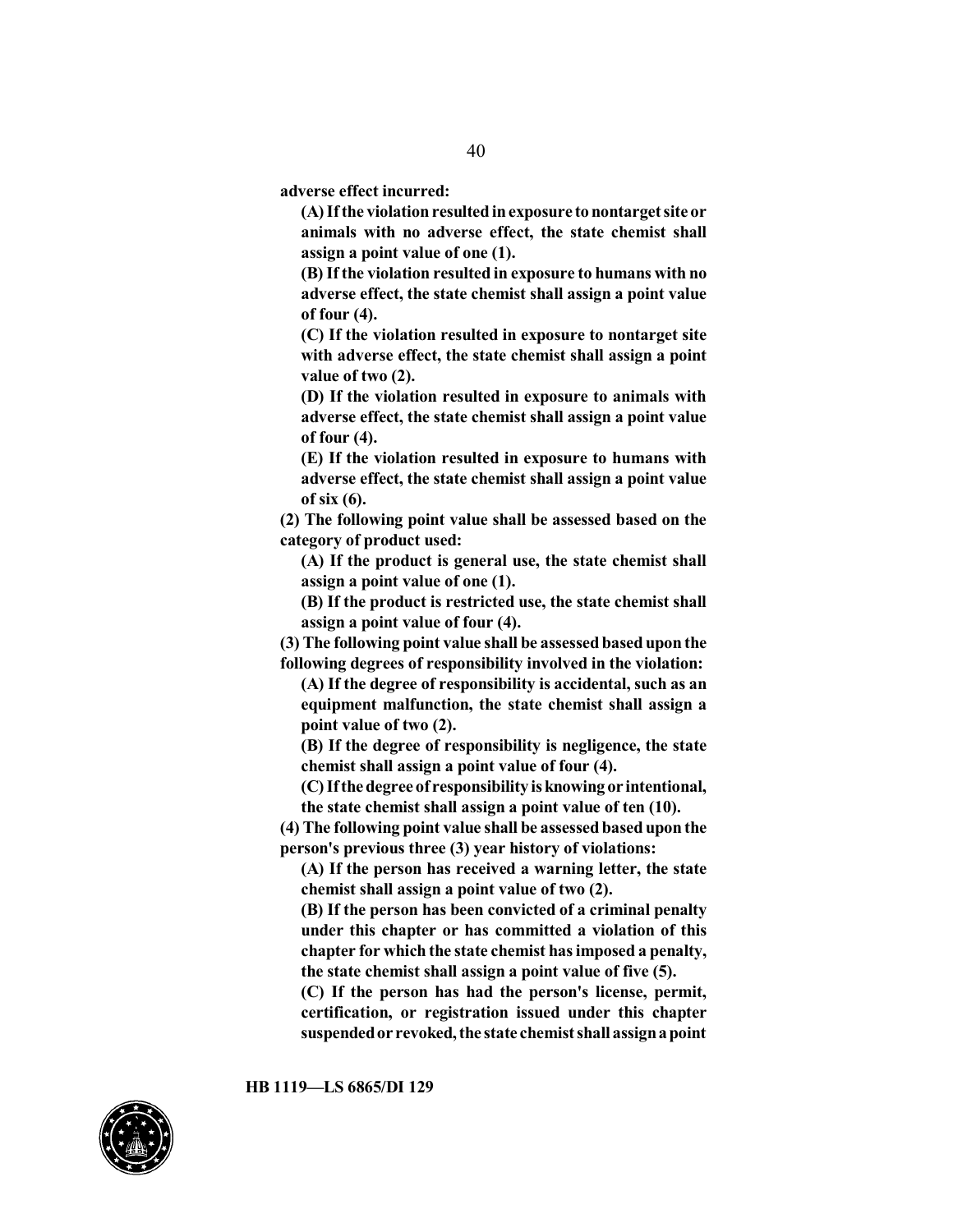**adverse effect incurred:**

**(A) If the violation resulted in exposure to nontarget site or animals with no adverse effect, the state chemist shall assign a point value of one (1).**

**(B) If the violation resulted in exposure to humans with no adverse effect, the state chemist shall assign a point value of four (4).**

**(C) If the violation resulted in exposure to nontarget site with adverse effect, the state chemist shall assign a point value of two (2).**

**(D) If the violation resulted in exposure to animals with adverse effect, the state chemist shall assign a point value of four (4).**

**(E) If the violation resulted in exposure to humans with adverse effect, the state chemist shall assign a point value of six (6).**

**(2) The following point value shall be assessed based on the category of product used:**

**(A) If the product is general use, the state chemist shall assign a point value of one (1).**

**(B) If the product is restricted use, the state chemist shall assign a point value of four (4).**

**(3) The following point value shall be assessed based upon the following degrees of responsibility involved in the violation:**

**(A) If the degree of responsibility is accidental, such as an equipment malfunction, the state chemist shall assign a point value of two (2).**

**(B) If the degree of responsibility is negligence, the state chemist shall assign a point value of four (4).**

**(C) If the degree of responsibility is knowing or intentional, the state chemist shall assign a point value of ten (10).**

**(4) The following point value shall be assessed based upon the person's previous three (3) year history of violations:**

**(A) If the person has received a warning letter, the state chemist shall assign a point value of two (2).**

**(B) If the person has been convicted of a criminal penalty under this chapter or has committed a violation of this chapter for which the state chemist has imposed a penalty, the state chemist shall assign a point value of five (5).**

**(C) If the person has had the person's license, permit, certification, or registration issued under this chapter suspended or revoked, the state chemist shall assign a point**

**HB 1119—LS 6865/DI 129**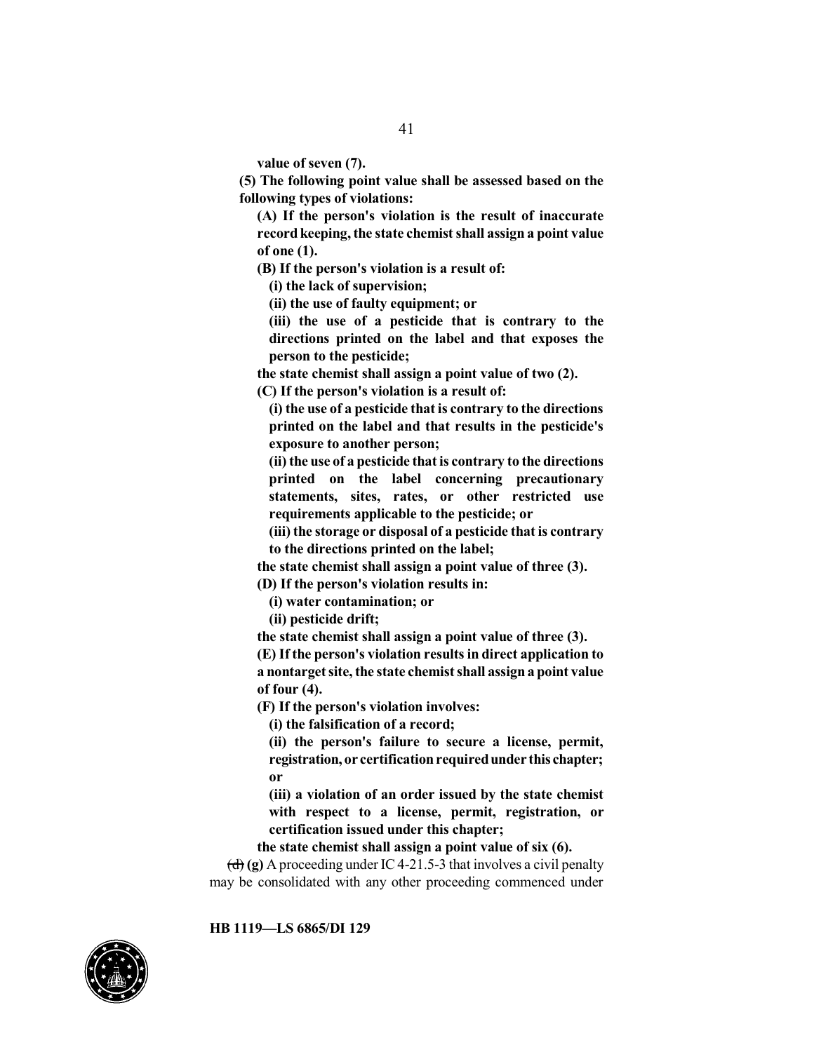**value of seven (7).**

**(5) The following point value shall be assessed based on the following types of violations:**

**(A) If the person's violation is the result of inaccurate record keeping, the state chemist shall assign a point value of one (1).**

**(B) If the person's violation is a result of:**

**(i) the lack of supervision;**

**(ii) the use of faulty equipment; or**

**(iii) the use of a pesticide that is contrary to the directions printed on the label and that exposes the person to the pesticide;**

**the state chemist shall assign a point value of two (2).**

**(C) If the person's violation is a result of:**

**(i) the use of a pesticide that is contrary to the directions printed on the label and that results in the pesticide's exposure to another person;**

**(ii) the use of a pesticide that is contrary to the directions printed on the label concerning precautionary statements, sites, rates, or other restricted use requirements applicable to the pesticide; or**

**(iii) the storage or disposal of a pesticide that is contrary to the directions printed on the label;**

**the state chemist shall assign a point value of three (3).**

**(D) If the person's violation results in:**

**(i) water contamination; or**

**(ii) pesticide drift;**

**the state chemist shall assign a point value of three (3).**

**(E) If the person's violation results in direct application to a nontarget site, the state chemist shall assign a point value of four (4).**

**(F) If the person's violation involves:**

**(i) the falsification of a record;**

**(ii) the person's failure to secure a license, permit, registration, or certification required under this chapter; or**

**(iii) a violation of an order issued by the state chemist with respect to a license, permit, registration, or certification issued under this chapter;**

**the state chemist shall assign a point value of six (6).**

~~(d)~~ **(g)** A proceeding under IC 4-21.5-3 that involves a civil penalty may be consolidated with any other proceeding commenced under

HB 1119—LS 6865/DI 129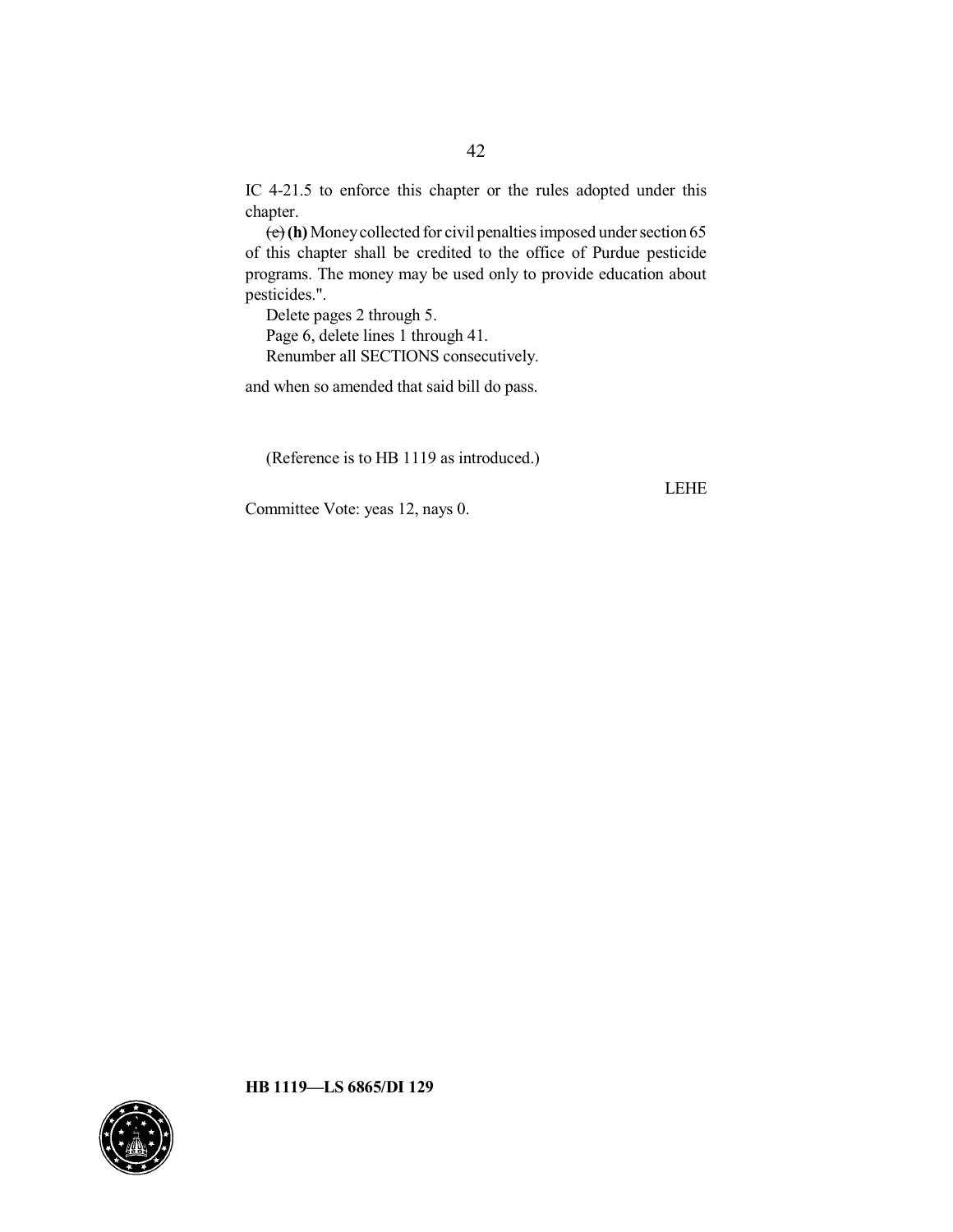IC 4-21.5 to enforce this chapter or the rules adopted under this chapter.

~~(c)~~ **(h)** Money collected for civil penalties imposed under section 65 of this chapter shall be credited to the office of Purdue pesticide programs. The money may be used only to provide education about pesticides.".

Delete pages 2 through 5.

Page 6, delete lines 1 through 41.

Renumber all SECTIONS consecutively.

and when so amended that said bill do pass.

(Reference is to HB 1119 as introduced.)

LEHE

Committee Vote: yeas 12, nays 0.